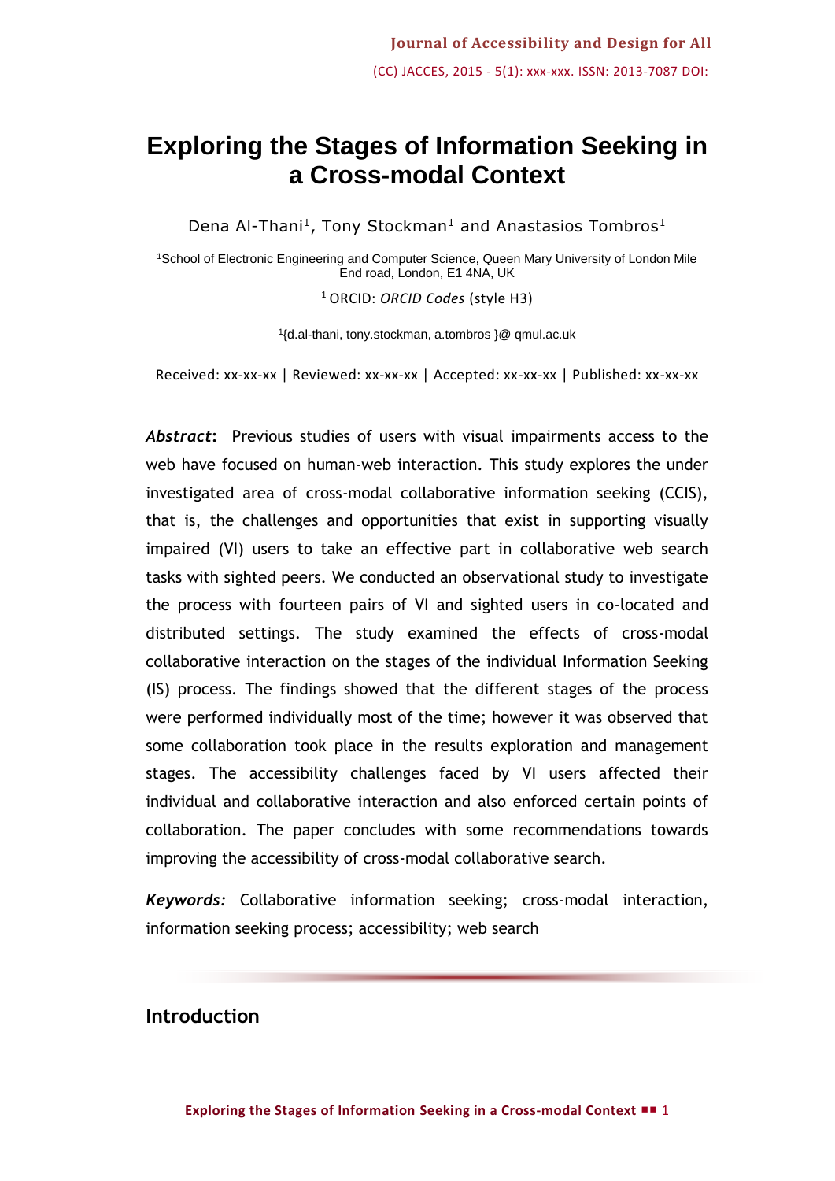# Exploring the Stages of Information Seeking in a Cross-modal Context

Dena Al-Thani[1], Tony Stockman[1] and Anastasios Tombros[1]

[1]School of Electronic Engineering and Computer Science, Queen Mary University of London Mile End road, London, E1 4NA, UK

[1] ORCID: *ORCID Codes* (style H3)

[1]{d.al-thani, tony.stockman, a.tombros }@ qmul.ac.uk

Received: xx-xx-xx | Reviewed: xx-xx-xx | Accepted: xx-xx-xx | Published: xx-xx-xx

***Abstract*:** Previous studies of users with visual impairments access to the web have focused on human-web interaction. This study explores the under investigated area of cross-modal collaborative information seeking (CCIS), that is, the challenges and opportunities that exist in supporting visually impaired (VI) users to take an effective part in collaborative web search tasks with sighted peers. We conducted an observational study to investigate the process with fourteen pairs of VI and sighted users in co-located and distributed settings. The study examined the effects of cross-modal collaborative interaction on the stages of the individual Information Seeking (IS) process. The findings showed that the different stages of the process were performed individually most of the time; however it was observed that some collaboration took place in the results exploration and management stages. The accessibility challenges faced by VI users affected their individual and collaborative interaction and also enforced certain points of collaboration. The paper concludes with some recommendations towards improving the accessibility of cross-modal collaborative search.

***Keywords:*** Collaborative information seeking; cross-modal interaction, information seeking process; accessibility; web search

## Introduction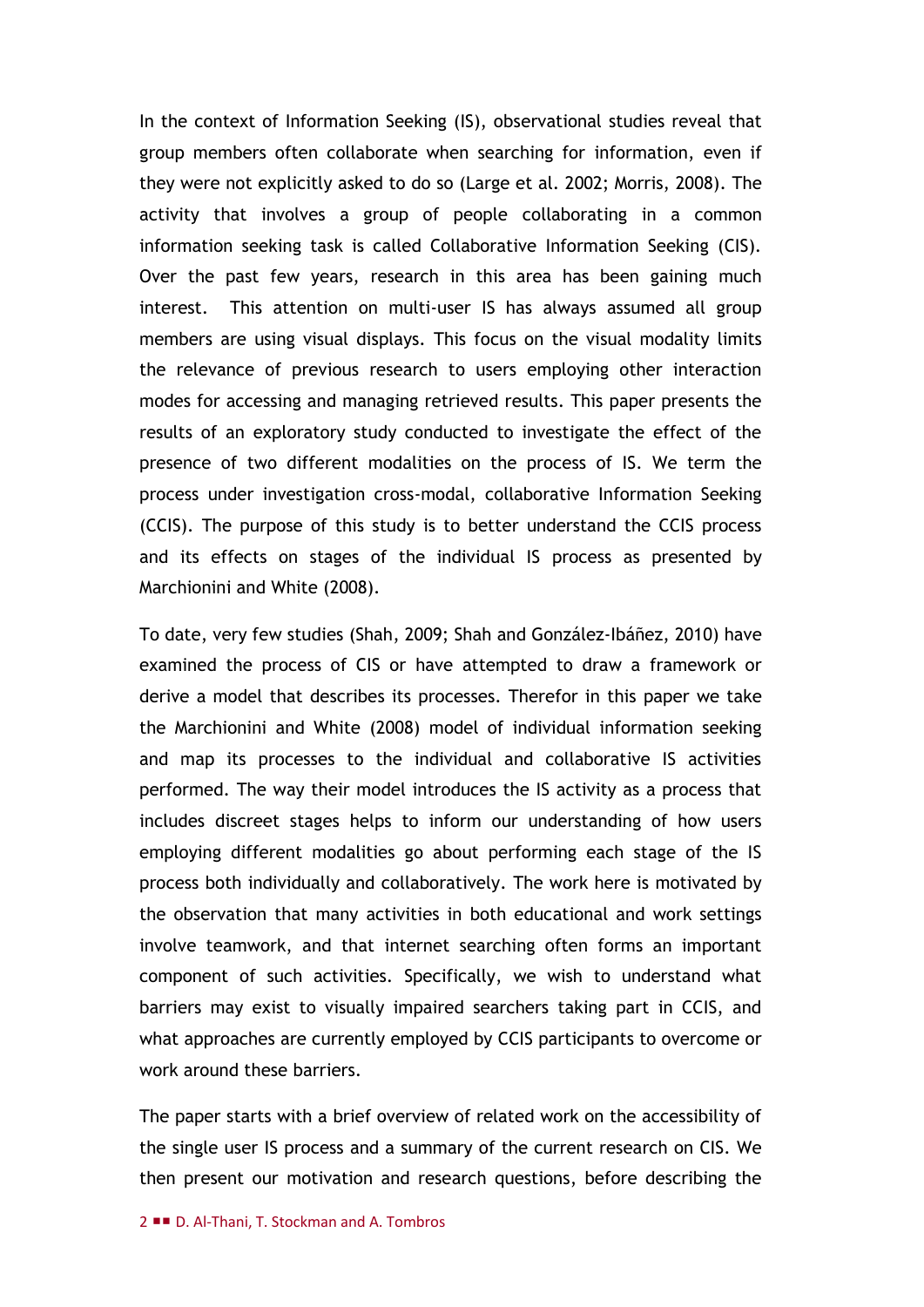In the context of Information Seeking (IS), observational studies reveal that group members often collaborate when searching for information, even if they were not explicitly asked to do so (Large et al. 2002; Morris, 2008). The activity that involves a group of people collaborating in a common information seeking task is called Collaborative Information Seeking (CIS). Over the past few years, research in this area has been gaining much interest. This attention on multi-user IS has always assumed all group members are using visual displays. This focus on the visual modality limits the relevance of previous research to users employing other interaction modes for accessing and managing retrieved results. This paper presents the results of an exploratory study conducted to investigate the effect of the presence of two different modalities on the process of IS. We term the process under investigation cross-modal, collaborative Information Seeking (CCIS). The purpose of this study is to better understand the CCIS process and its effects on stages of the individual IS process as presented by Marchionini and White (2008).

To date, very few studies (Shah, 2009; Shah and González-Ibáñez, 2010) have examined the process of CIS or have attempted to draw a framework or derive a model that describes its processes. Therefor in this paper we take the Marchionini and White (2008) model of individual information seeking and map its processes to the individual and collaborative IS activities performed. The way their model introduces the IS activity as a process that includes discreet stages helps to inform our understanding of how users employing different modalities go about performing each stage of the IS process both individually and collaboratively. The work here is motivated by the observation that many activities in both educational and work settings involve teamwork, and that internet searching often forms an important component of such activities. Specifically, we wish to understand what barriers may exist to visually impaired searchers taking part in CCIS, and what approaches are currently employed by CCIS participants to overcome or work around these barriers.

The paper starts with a brief overview of related work on the accessibility of the single user IS process and a summary of the current research on CIS. We then present our motivation and research questions, before describing the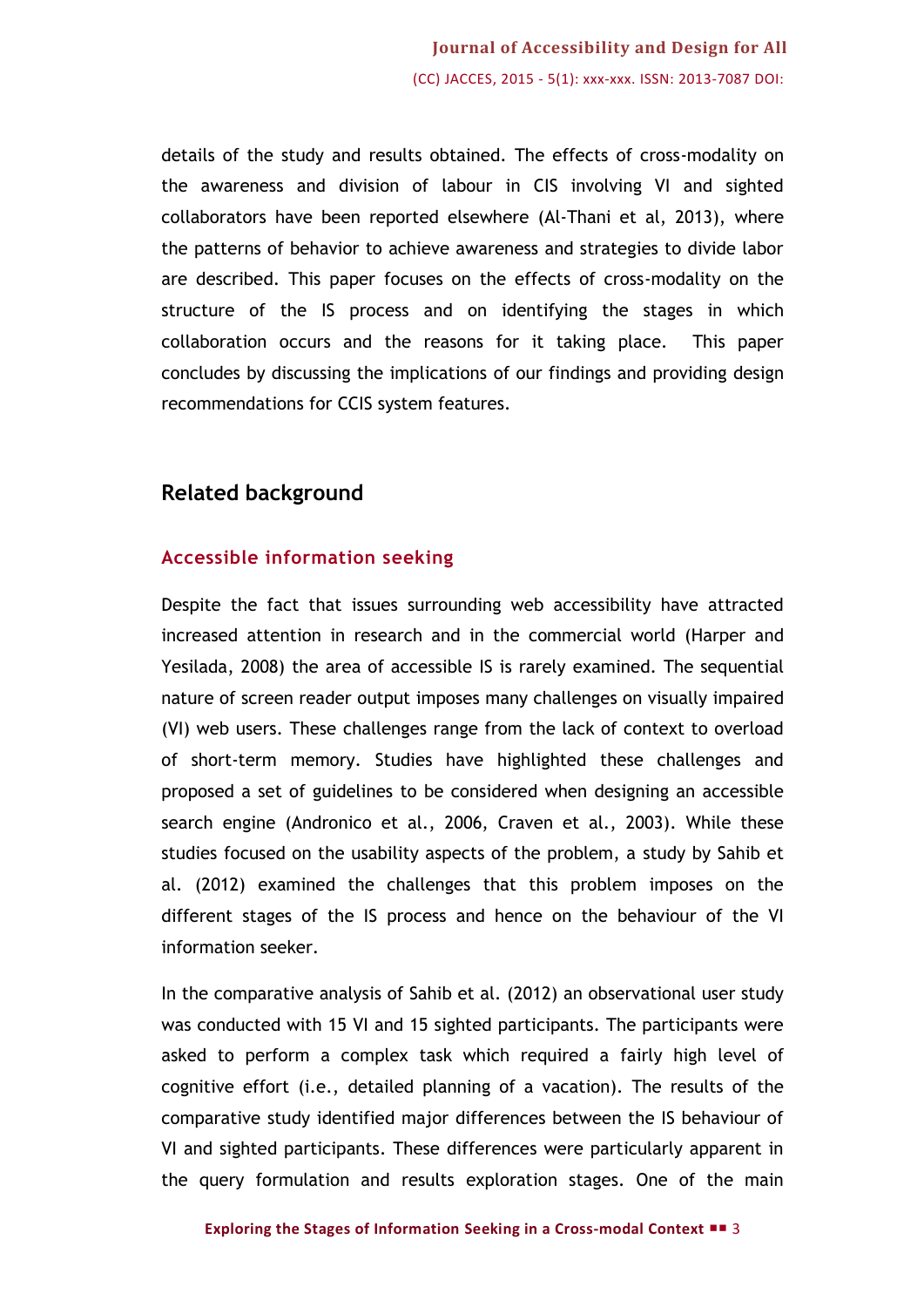details of the study and results obtained. The effects of cross-modality on the awareness and division of labour in CIS involving VI and sighted collaborators have been reported elsewhere (Al-Thani et al, 2013), where the patterns of behavior to achieve awareness and strategies to divide labor are described. This paper focuses on the effects of cross-modality on the structure of the IS process and on identifying the stages in which collaboration occurs and the reasons for it taking place. This paper concludes by discussing the implications of our findings and providing design recommendations for CCIS system features.

## Related background

### Accessible information seeking

Despite the fact that issues surrounding web accessibility have attracted increased attention in research and in the commercial world (Harper and Yesilada, 2008) the area of accessible IS is rarely examined. The sequential nature of screen reader output imposes many challenges on visually impaired (VI) web users. These challenges range from the lack of context to overload of short-term memory. Studies have highlighted these challenges and proposed a set of guidelines to be considered when designing an accessible search engine (Andronico et al., 2006, Craven et al., 2003). While these studies focused on the usability aspects of the problem, a study by Sahib et al. (2012) examined the challenges that this problem imposes on the different stages of the IS process and hence on the behaviour of the VI information seeker.

In the comparative analysis of Sahib et al. (2012) an observational user study was conducted with 15 VI and 15 sighted participants. The participants were asked to perform a complex task which required a fairly high level of cognitive effort (i.e., detailed planning of a vacation). The results of the comparative study identified major differences between the IS behaviour of VI and sighted participants. These differences were particularly apparent in the query formulation and results exploration stages. One of the main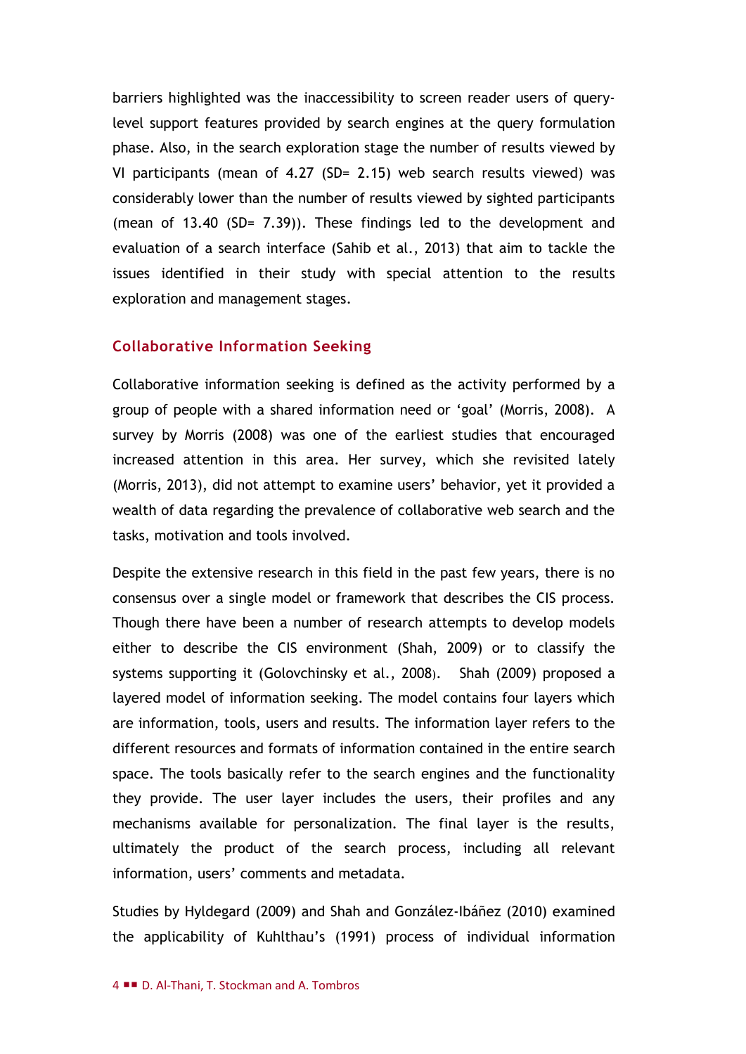barriers highlighted was the inaccessibility to screen reader users of query-level support features provided by search engines at the query formulation phase. Also, in the search exploration stage the number of results viewed by VI participants (mean of 4.27 (SD= 2.15) web search results viewed) was considerably lower than the number of results viewed by sighted participants (mean of 13.40 (SD= 7.39)). These findings led to the development and evaluation of a search interface (Sahib et al., 2013) that aim to tackle the issues identified in their study with special attention to the results exploration and management stages.

## Collaborative Information Seeking

Collaborative information seeking is defined as the activity performed by a group of people with a shared information need or 'goal' (Morris, 2008). A survey by Morris (2008) was one of the earliest studies that encouraged increased attention in this area. Her survey, which she revisited lately (Morris, 2013), did not attempt to examine users' behavior, yet it provided a wealth of data regarding the prevalence of collaborative web search and the tasks, motivation and tools involved.

Despite the extensive research in this field in the past few years, there is no consensus over a single model or framework that describes the CIS process. Though there have been a number of research attempts to develop models either to describe the CIS environment (Shah, 2009) or to classify the systems supporting it (Golovchinsky et al., 2008). Shah (2009) proposed a layered model of information seeking. The model contains four layers which are information, tools, users and results. The information layer refers to the different resources and formats of information contained in the entire search space. The tools basically refer to the search engines and the functionality they provide. The user layer includes the users, their profiles and any mechanisms available for personalization. The final layer is the results, ultimately the product of the search process, including all relevant information, users' comments and metadata.

Studies by Hyldegard (2009) and Shah and González-Ibáñez (2010) examined the applicability of Kuhlthau's (1991) process of individual information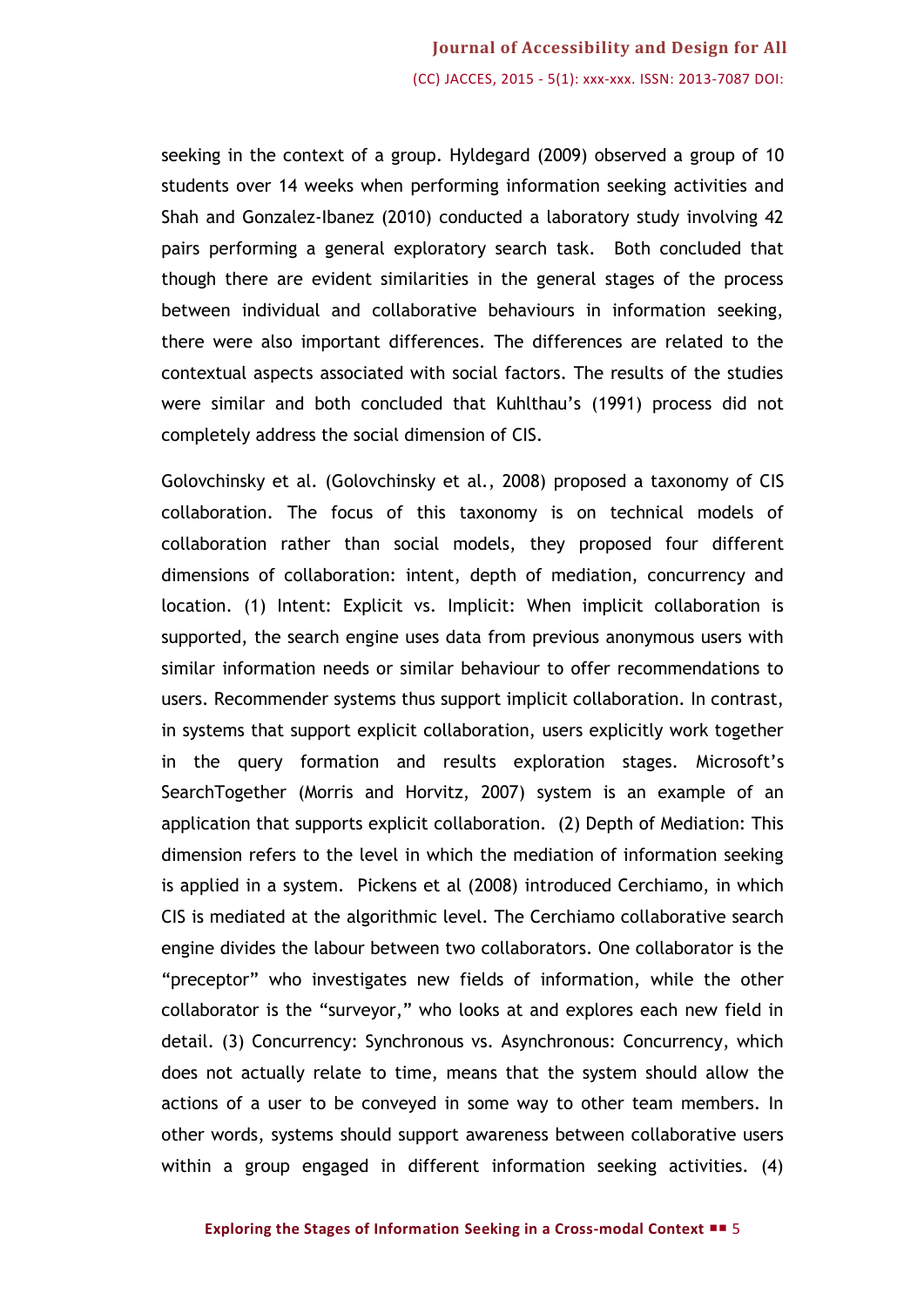seeking in the context of a group. Hyldegard (2009) observed a group of 10 students over 14 weeks when performing information seeking activities and Shah and Gonzalez-Ibanez (2010) conducted a laboratory study involving 42 pairs performing a general exploratory search task. Both concluded that though there are evident similarities in the general stages of the process between individual and collaborative behaviours in information seeking, there were also important differences. The differences are related to the contextual aspects associated with social factors. The results of the studies were similar and both concluded that Kuhlthau's (1991) process did not completely address the social dimension of CIS.

Golovchinsky et al. (Golovchinsky et al., 2008) proposed a taxonomy of CIS collaboration. The focus of this taxonomy is on technical models of collaboration rather than social models, they proposed four different dimensions of collaboration: intent, depth of mediation, concurrency and location. (1) Intent: Explicit vs. Implicit: When implicit collaboration is supported, the search engine uses data from previous anonymous users with similar information needs or similar behaviour to offer recommendations to users. Recommender systems thus support implicit collaboration. In contrast, in systems that support explicit collaboration, users explicitly work together in the query formation and results exploration stages. Microsoft's SearchTogether (Morris and Horvitz, 2007) system is an example of an application that supports explicit collaboration. (2) Depth of Mediation: This dimension refers to the level in which the mediation of information seeking is applied in a system. Pickens et al (2008) introduced Cerchiamo, in which CIS is mediated at the algorithmic level. The Cerchiamo collaborative search engine divides the labour between two collaborators. One collaborator is the "preceptor" who investigates new fields of information, while the other collaborator is the "surveyor," who looks at and explores each new field in detail. (3) Concurrency: Synchronous vs. Asynchronous: Concurrency, which does not actually relate to time, means that the system should allow the actions of a user to be conveyed in some way to other team members. In other words, systems should support awareness between collaborative users within a group engaged in different information seeking activities. (4)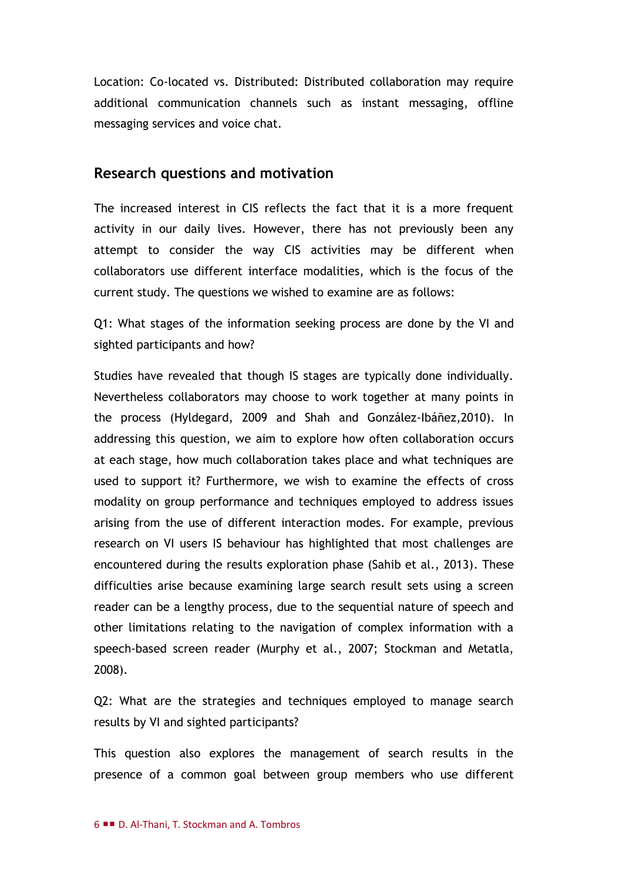Location: Co-located vs. Distributed: Distributed collaboration may require additional communication channels such as instant messaging, offline messaging services and voice chat.

## Research questions and motivation

The increased interest in CIS reflects the fact that it is a more frequent activity in our daily lives. However, there has not previously been any attempt to consider the way CIS activities may be different when collaborators use different interface modalities, which is the focus of the current study. The questions we wished to examine are as follows:

Q1: What stages of the information seeking process are done by the VI and sighted participants and how?

Studies have revealed that though IS stages are typically done individually. Nevertheless collaborators may choose to work together at many points in the process (Hyldegard, 2009 and Shah and González-Ibáñez,2010). In addressing this question, we aim to explore how often collaboration occurs at each stage, how much collaboration takes place and what techniques are used to support it? Furthermore, we wish to examine the effects of cross modality on group performance and techniques employed to address issues arising from the use of different interaction modes. For example, previous research on VI users IS behaviour has highlighted that most challenges are encountered during the results exploration phase (Sahib et al., 2013). These difficulties arise because examining large search result sets using a screen reader can be a lengthy process, due to the sequential nature of speech and other limitations relating to the navigation of complex information with a speech-based screen reader (Murphy et al., 2007; Stockman and Metatla, 2008).

Q2: What are the strategies and techniques employed to manage search results by VI and sighted participants?

This question also explores the management of search results in the presence of a common goal between group members who use different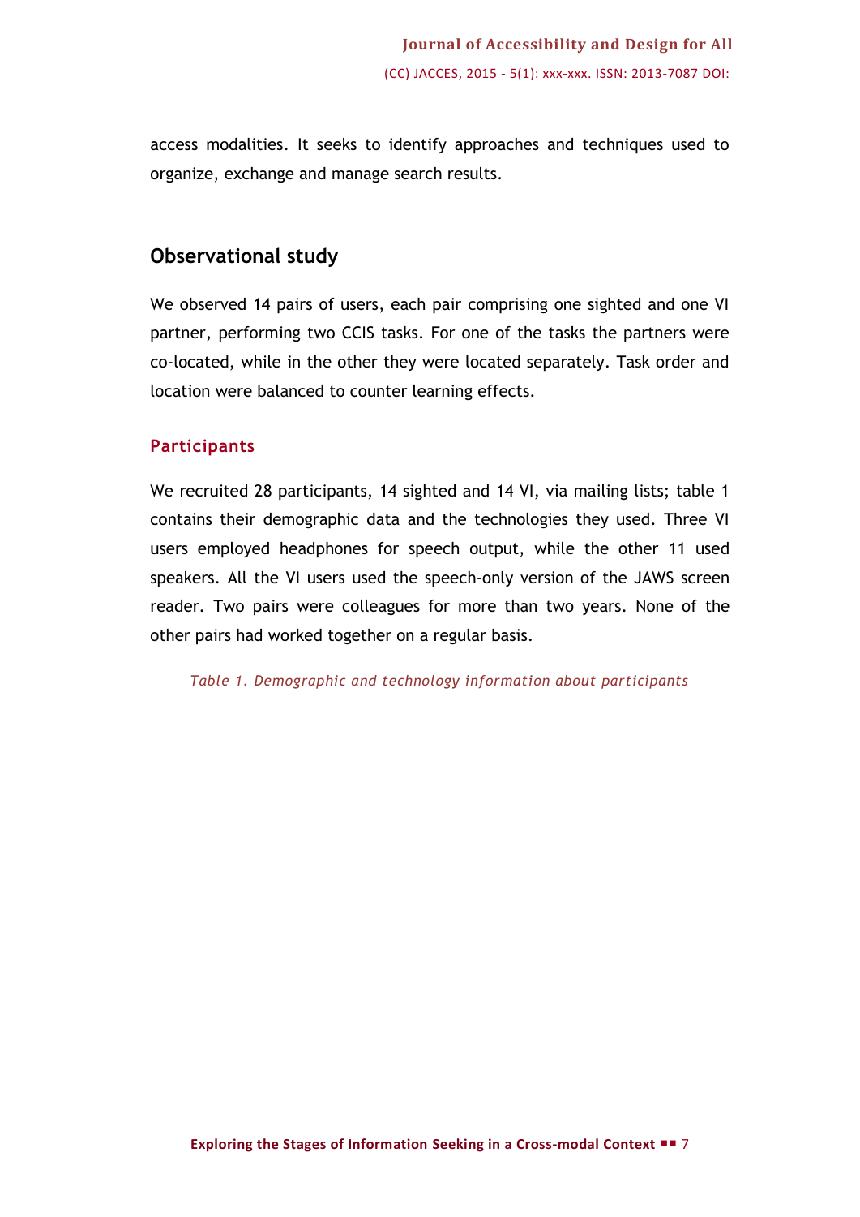access modalities. It seeks to identify approaches and techniques used to organize, exchange and manage search results.

## Observational study

We observed 14 pairs of users, each pair comprising one sighted and one VI partner, performing two CCIS tasks. For one of the tasks the partners were co-located, while in the other they were located separately. Task order and location were balanced to counter learning effects.

### Participants

We recruited 28 participants, 14 sighted and 14 VI, via mailing lists; table 1 contains their demographic data and the technologies they used. Three VI users employed headphones for speech output, while the other 11 used speakers. All the VI users used the speech-only version of the JAWS screen reader. Two pairs were colleagues for more than two years. None of the other pairs had worked together on a regular basis.

*Table 1. Demographic and technology information about participants*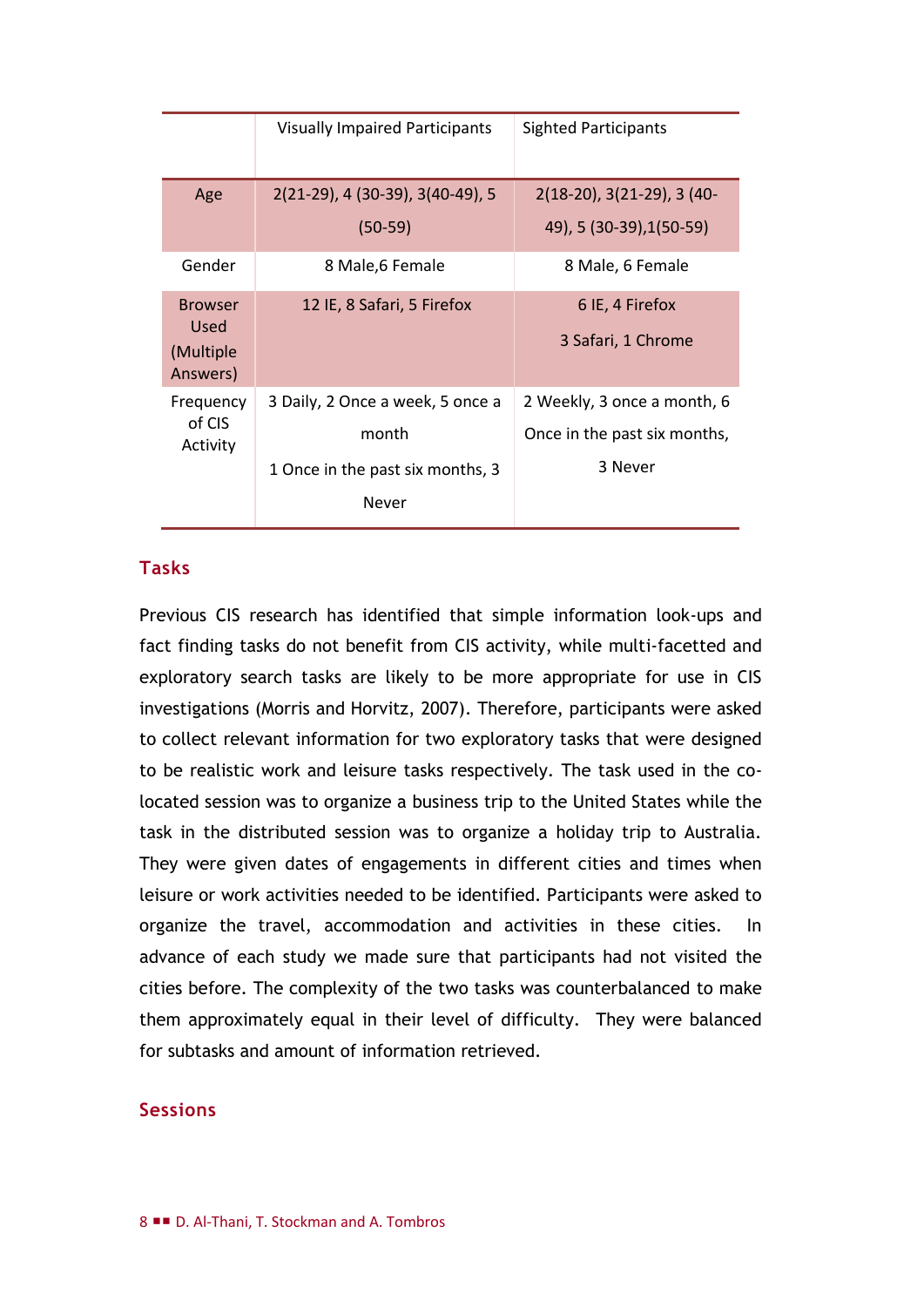| | Visually Impaired Participants | Sighted Participants |
|---|---|---|
| Age | 2(21-29), 4 (30-39), 3(40-49), 5 (50-59) | 2(18-20), 3(21-29), 3 (40-49), 5 (30-39),1(50-59) |
| Gender | 8 Male,6 Female | 8 Male, 6 Female |
| Browser Used (Multiple Answers) | 12 IE, 8 Safari, 5 Firefox | 6 IE, 4 Firefox<br>3 Safari, 1 Chrome |
| Frequency of CIS Activity | 3 Daily, 2 Once a week, 5 once a month<br>1 Once in the past six months, 3 Never | 2 Weekly, 3 once a month, 6 Once in the past six months, 3 Never |

## Tasks

Previous CIS research has identified that simple information look-ups and fact finding tasks do not benefit from CIS activity, while multi-facetted and exploratory search tasks are likely to be more appropriate for use in CIS investigations (Morris and Horvitz, 2007). Therefore, participants were asked to collect relevant information for two exploratory tasks that were designed to be realistic work and leisure tasks respectively. The task used in the co-located session was to organize a business trip to the United States while the task in the distributed session was to organize a holiday trip to Australia. They were given dates of engagements in different cities and times when leisure or work activities needed to be identified. Participants were asked to organize the travel, accommodation and activities in these cities. In advance of each study we made sure that participants had not visited the cities before. The complexity of the two tasks was counterbalanced to make them approximately equal in their level of difficulty. They were balanced for subtasks and amount of information retrieved.

## Sessions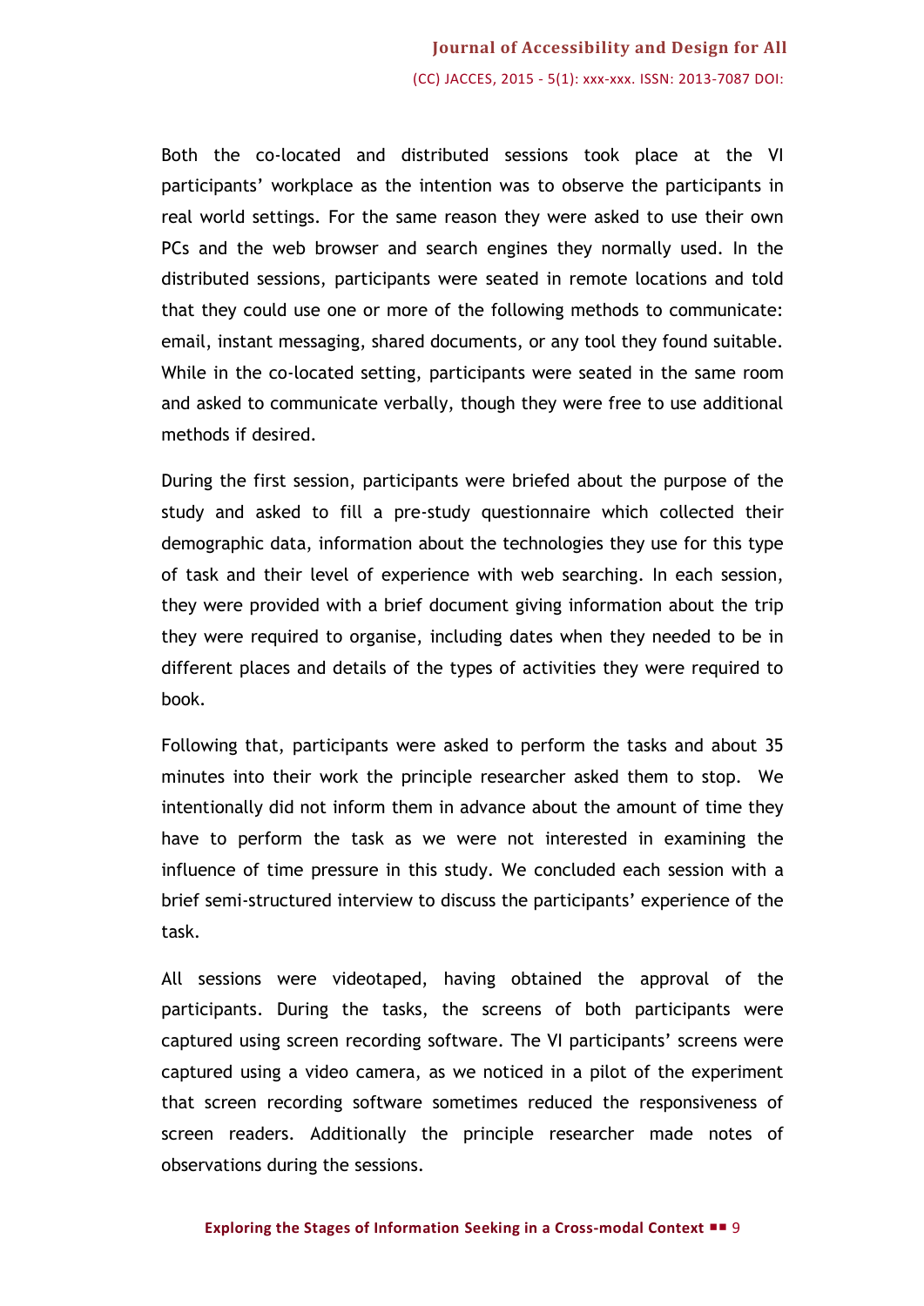Both the co-located and distributed sessions took place at the VI participants' workplace as the intention was to observe the participants in real world settings. For the same reason they were asked to use their own PCs and the web browser and search engines they normally used. In the distributed sessions, participants were seated in remote locations and told that they could use one or more of the following methods to communicate: email, instant messaging, shared documents, or any tool they found suitable. While in the co-located setting, participants were seated in the same room and asked to communicate verbally, though they were free to use additional methods if desired.

During the first session, participants were briefed about the purpose of the study and asked to fill a pre-study questionnaire which collected their demographic data, information about the technologies they use for this type of task and their level of experience with web searching. In each session, they were provided with a brief document giving information about the trip they were required to organise, including dates when they needed to be in different places and details of the types of activities they were required to book.

Following that, participants were asked to perform the tasks and about 35 minutes into their work the principle researcher asked them to stop. We intentionally did not inform them in advance about the amount of time they have to perform the task as we were not interested in examining the influence of time pressure in this study. We concluded each session with a brief semi-structured interview to discuss the participants' experience of the task.

All sessions were videotaped, having obtained the approval of the participants. During the tasks, the screens of both participants were captured using screen recording software. The VI participants' screens were captured using a video camera, as we noticed in a pilot of the experiment that screen recording software sometimes reduced the responsiveness of screen readers. Additionally the principle researcher made notes of observations during the sessions.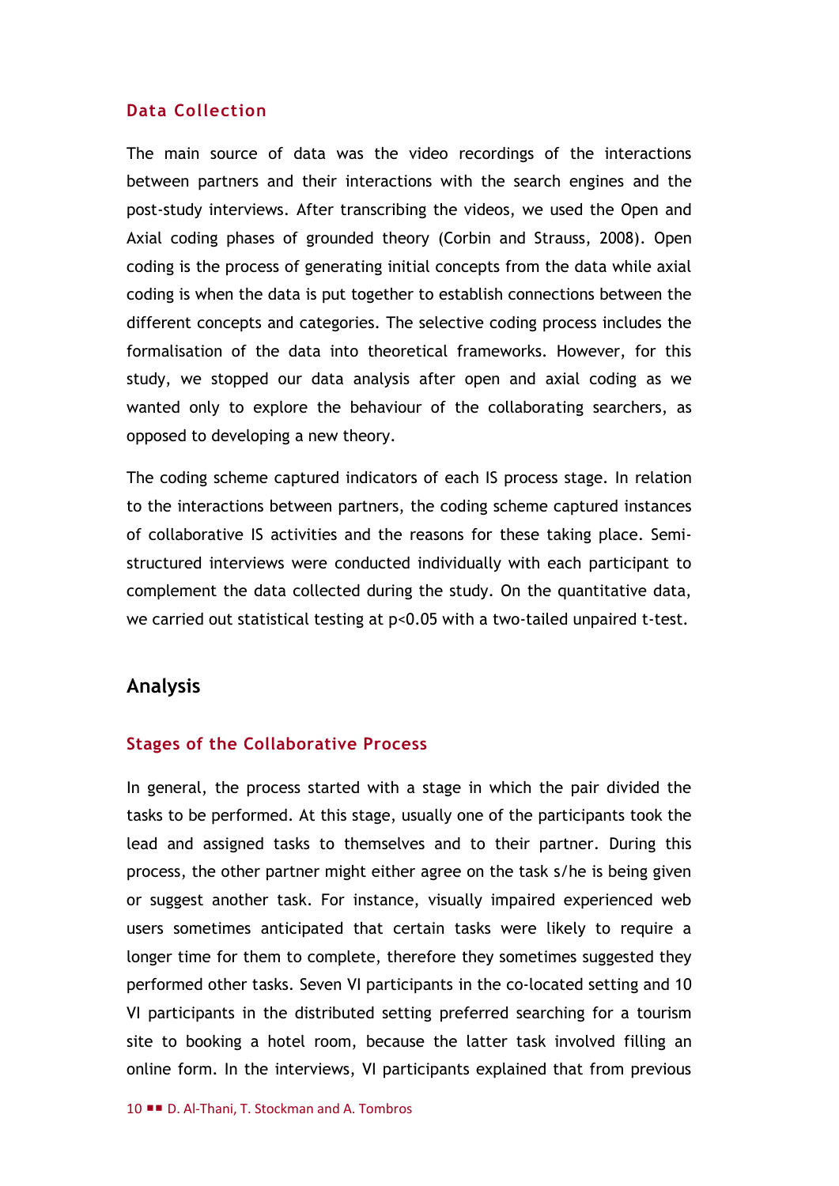### Data Collection

The main source of data was the video recordings of the interactions between partners and their interactions with the search engines and the post-study interviews. After transcribing the videos, we used the Open and Axial coding phases of grounded theory (Corbin and Strauss, 2008). Open coding is the process of generating initial concepts from the data while axial coding is when the data is put together to establish connections between the different concepts and categories. The selective coding process includes the formalisation of the data into theoretical frameworks. However, for this study, we stopped our data analysis after open and axial coding as we wanted only to explore the behaviour of the collaborating searchers, as opposed to developing a new theory.

The coding scheme captured indicators of each IS process stage. In relation to the interactions between partners, the coding scheme captured instances of collaborative IS activities and the reasons for these taking place. Semi-structured interviews were conducted individually with each participant to complement the data collected during the study. On the quantitative data, we carried out statistical testing at $p<0.05$ with a two-tailed unpaired t-test.

## Analysis

### Stages of the Collaborative Process

In general, the process started with a stage in which the pair divided the tasks to be performed. At this stage, usually one of the participants took the lead and assigned tasks to themselves and to their partner. During this process, the other partner might either agree on the task s/he is being given or suggest another task. For instance, visually impaired experienced web users sometimes anticipated that certain tasks were likely to require a longer time for them to complete, therefore they sometimes suggested they performed other tasks. Seven VI participants in the co-located setting and 10 VI participants in the distributed setting preferred searching for a tourism site to booking a hotel room, because the latter task involved filling an online form. In the interviews, VI participants explained that from previous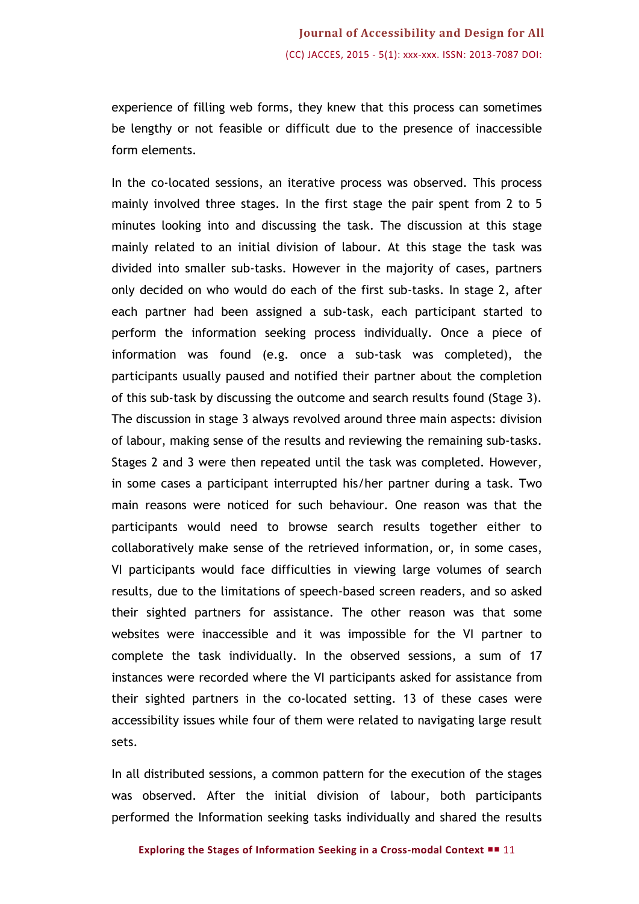experience of filling web forms, they knew that this process can sometimes be lengthy or not feasible or difficult due to the presence of inaccessible form elements.

In the co-located sessions, an iterative process was observed. This process mainly involved three stages. In the first stage the pair spent from 2 to 5 minutes looking into and discussing the task. The discussion at this stage mainly related to an initial division of labour. At this stage the task was divided into smaller sub-tasks. However in the majority of cases, partners only decided on who would do each of the first sub-tasks. In stage 2, after each partner had been assigned a sub-task, each participant started to perform the information seeking process individually. Once a piece of information was found (e.g. once a sub-task was completed), the participants usually paused and notified their partner about the completion of this sub-task by discussing the outcome and search results found (Stage 3). The discussion in stage 3 always revolved around three main aspects: division of labour, making sense of the results and reviewing the remaining sub-tasks. Stages 2 and 3 were then repeated until the task was completed. However, in some cases a participant interrupted his/her partner during a task. Two main reasons were noticed for such behaviour. One reason was that the participants would need to browse search results together either to collaboratively make sense of the retrieved information, or, in some cases, VI participants would face difficulties in viewing large volumes of search results, due to the limitations of speech-based screen readers, and so asked their sighted partners for assistance. The other reason was that some websites were inaccessible and it was impossible for the VI partner to complete the task individually. In the observed sessions, a sum of 17 instances were recorded where the VI participants asked for assistance from their sighted partners in the co-located setting. 13 of these cases were accessibility issues while four of them were related to navigating large result sets.

In all distributed sessions, a common pattern for the execution of the stages was observed. After the initial division of labour, both participants performed the Information seeking tasks individually and shared the results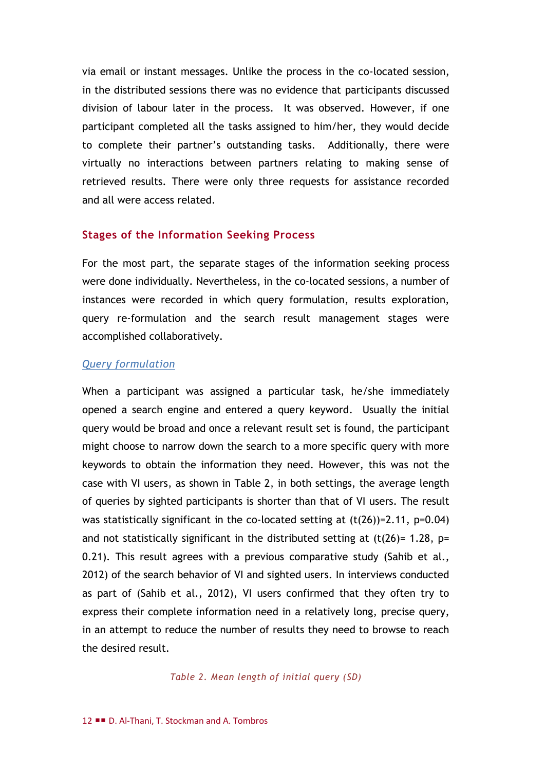via email or instant messages. Unlike the process in the co-located session, in the distributed sessions there was no evidence that participants discussed division of labour later in the process.  It was observed. However, if one participant completed all the tasks assigned to him/her, they would decide to complete their partner's outstanding tasks.  Additionally, there were virtually no interactions between partners relating to making sense of retrieved results. There were only three requests for assistance recorded and all were access related.

## Stages of the Information Seeking Process

For the most part, the separate stages of the information seeking process were done individually. Nevertheless, in the co-located sessions, a number of instances were recorded in which query formulation, results exploration, query re-formulation and the search result management stages were accomplished collaboratively.

### *Query formulation*

When a participant was assigned a particular task, he/she immediately opened a search engine and entered a query keyword.  Usually the initial query would be broad and once a relevant result set is found, the participant might choose to narrow down the search to a more specific query with more keywords to obtain the information they need. However, this was not the case with VI users, as shown in Table 2, in both settings, the average length of queries by sighted participants is shorter than that of VI users. The result was statistically significant in the co-located setting at ($t(26)=2.11$, $p=0.04$) and not statistically significant in the distributed setting at ($t(26)= 1.28$, $p= 0.21$). This result agrees with a previous comparative study (Sahib et al., 2012) of the search behavior of VI and sighted users. In interviews conducted as part of (Sahib et al., 2012), VI users confirmed that they often try to express their complete information need in a relatively long, precise query, in an attempt to reduce the number of results they need to browse to reach the desired result.

*Table 2. Mean length of initial query (SD)*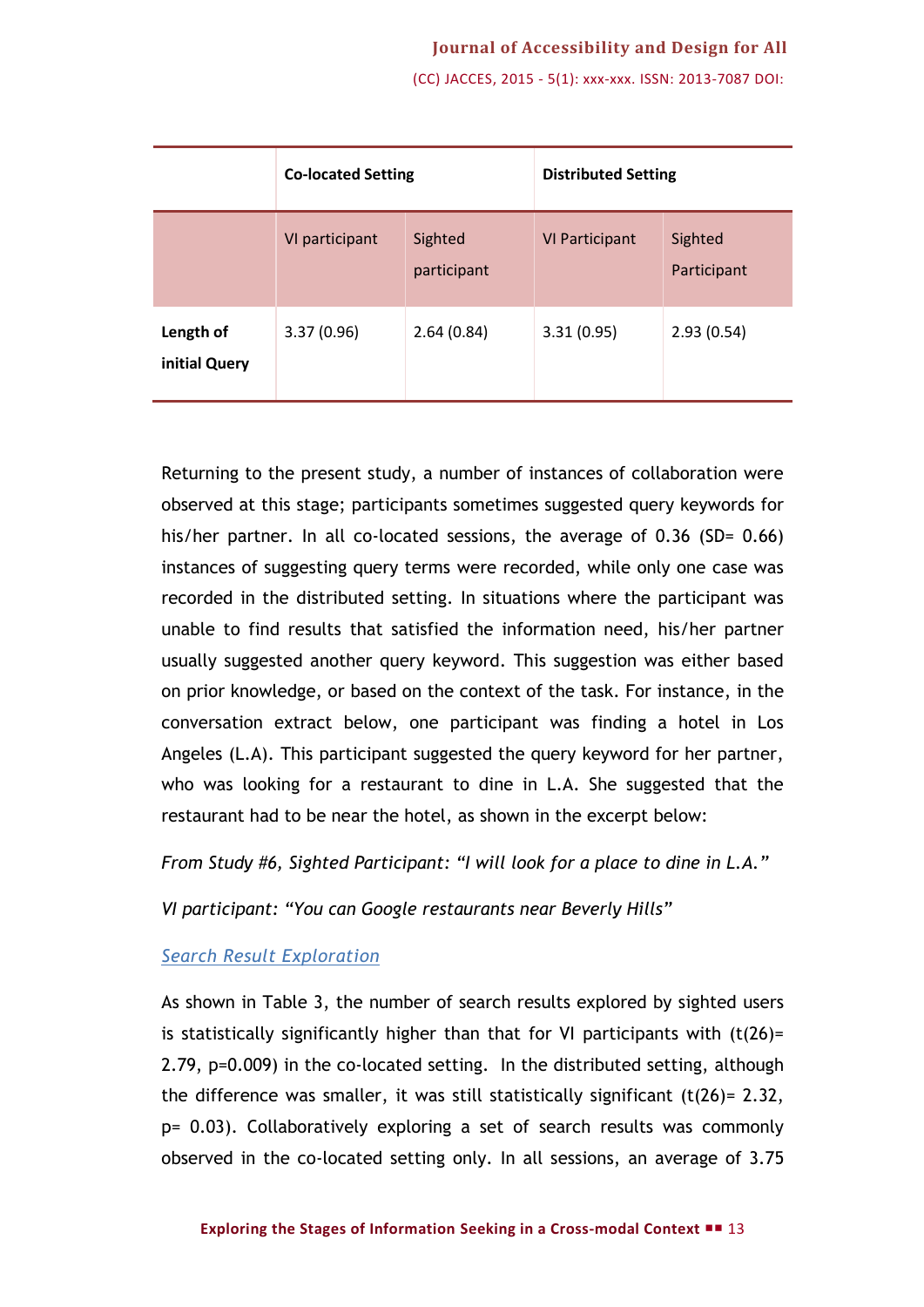| | Co-located Setting | | Distributed Setting | |
|---|---|---|---|---|
| | VI participant | Sighted participant | VI Participant | Sighted Participant |
| **Length of initial Query** | 3.37 (0.96) | 2.64 (0.84) | 3.31 (0.95) | 2.93 (0.54) |

Returning to the present study, a number of instances of collaboration were observed at this stage; participants sometimes suggested query keywords for his/her partner. In all co-located sessions, the average of 0.36 (SD= 0.66) instances of suggesting query terms were recorded, while only one case was recorded in the distributed setting. In situations where the participant was unable to find results that satisfied the information need, his/her partner usually suggested another query keyword. This suggestion was either based on prior knowledge, or based on the context of the task. For instance, in the conversation extract below, one participant was finding a hotel in Los Angeles (L.A). This participant suggested the query keyword for her partner, who was looking for a restaurant to dine in L.A. She suggested that the restaurant had to be near the hotel, as shown in the excerpt below:

*From Study #6, Sighted Participant: "I will look for a place to dine in L.A."*

*VI participant: "You can Google restaurants near Beverly Hills"*

### *Search Result Exploration*

As shown in Table 3, the number of search results explored by sighted users is statistically significantly higher than that for VI participants with ($t(26)= 2.79$, $p=0.009$) in the co-located setting. In the distributed setting, although the difference was smaller, it was still statistically significant ($t(26)= 2.32$, $p= 0.03$). Collaboratively exploring a set of search results was commonly observed in the co-located setting only. In all sessions, an average of 3.75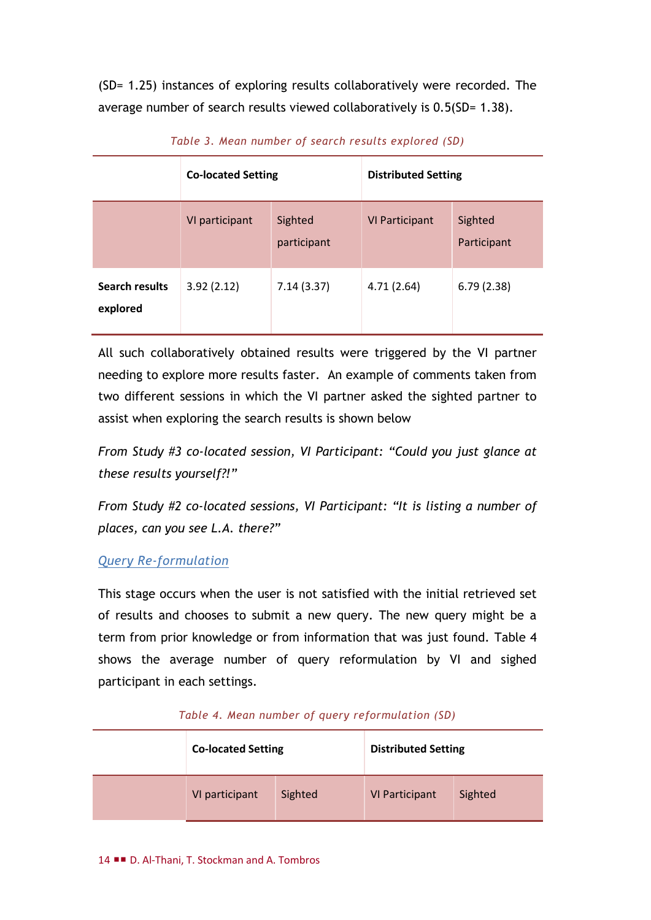(SD= 1.25) instances of exploring results collaboratively were recorded. The average number of search results viewed collaboratively is 0.5(SD= 1.38).

*Table 3. Mean number of search results explored (SD)*

| | Co-located Setting | | Distributed Setting | |
|---|---|---|---|---|
| | VI participant | Sighted participant | VI Participant | Sighted Participant |
| **Search results explored** | 3.92 (2.12) | 7.14 (3.37) | 4.71 (2.64) | 6.79 (2.38) |

All such collaboratively obtained results were triggered by the VI partner needing to explore more results faster. An example of comments taken from two different sessions in which the VI partner asked the sighted partner to assist when exploring the search results is shown below

*From Study #3 co-located session, VI Participant: "Could you just glance at these results yourself?!"*

*From Study #2 co-located sessions, VI Participant: "It is listing a number of places, can you see L.A. there?"*

### Query Re-formulation

This stage occurs when the user is not satisfied with the initial retrieved set of results and chooses to submit a new query. The new query might be a term from prior knowledge or from information that was just found. Table 4 shows the average number of query reformulation by VI and sighed participant in each settings.

*Table 4. Mean number of query reformulation (SD)*

| | Co-located Setting | | Distributed Setting | |
|---|---|---|---|---|
| | VI participant | Sighted | VI Participant | Sighted |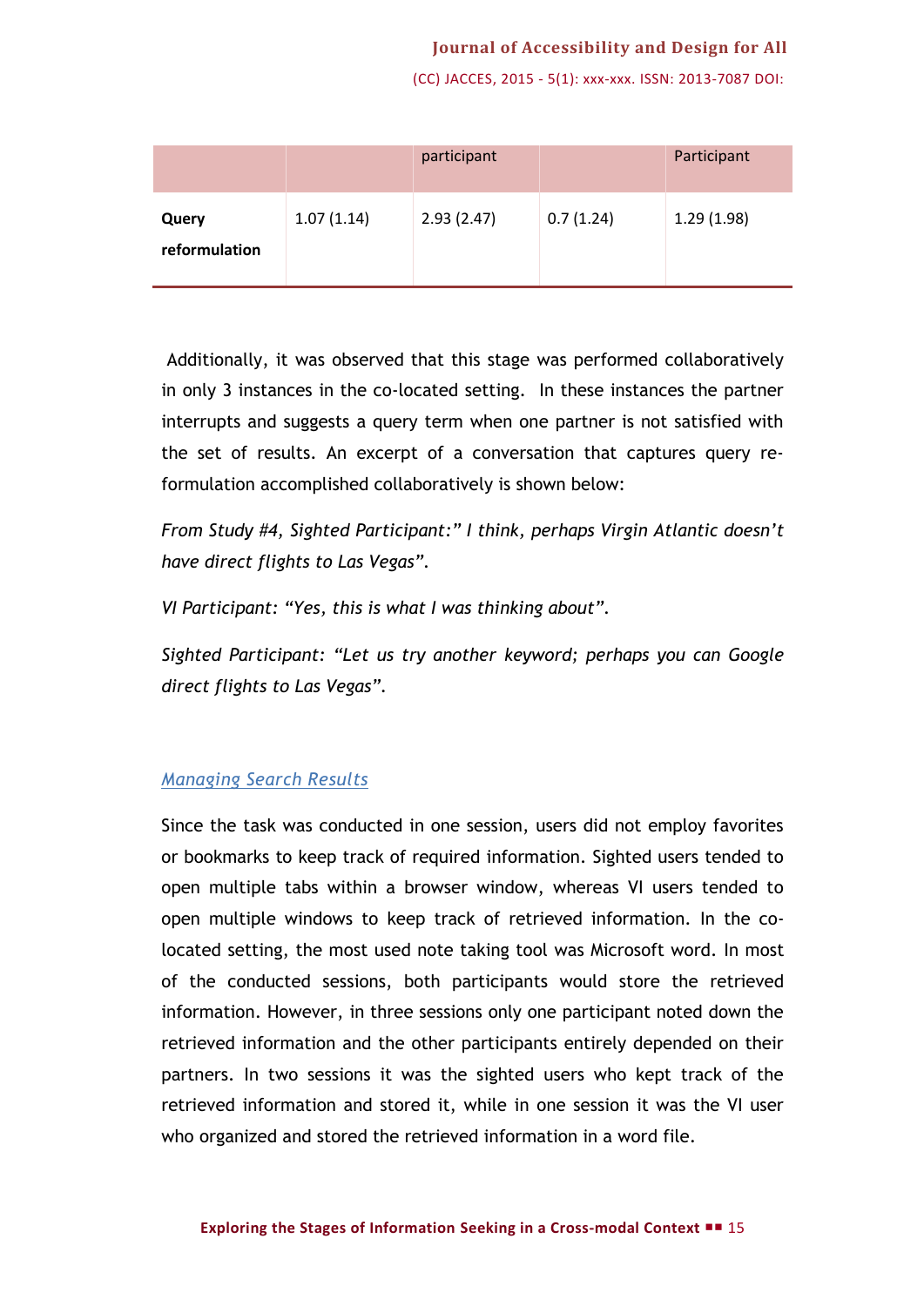| | | participant | | Participant |
|---|---|---|---|---|
| **Query reformulation** | 1.07 (1.14) | 2.93 (2.47) | 0.7 (1.24) | 1.29 (1.98) |

Additionally, it was observed that this stage was performed collaboratively in only 3 instances in the co-located setting. In these instances the partner interrupts and suggests a query term when one partner is not satisfied with the set of results. An excerpt of a conversation that captures query re-formulation accomplished collaboratively is shown below:

*From Study #4, Sighted Participant:" I think, perhaps Virgin Atlantic doesn't have direct flights to Las Vegas".*

*VI Participant: "Yes, this is what I was thinking about".*

*Sighted Participant: "Let us try another keyword; perhaps you can Google direct flights to Las Vegas".*

### *Managing Search Results*

Since the task was conducted in one session, users did not employ favorites or bookmarks to keep track of required information. Sighted users tended to open multiple tabs within a browser window, whereas VI users tended to open multiple windows to keep track of retrieved information. In the co-located setting, the most used note taking tool was Microsoft word. In most of the conducted sessions, both participants would store the retrieved information. However, in three sessions only one participant noted down the retrieved information and the other participants entirely depended on their partners. In two sessions it was the sighted users who kept track of the retrieved information and stored it, while in one session it was the VI user who organized and stored the retrieved information in a word file.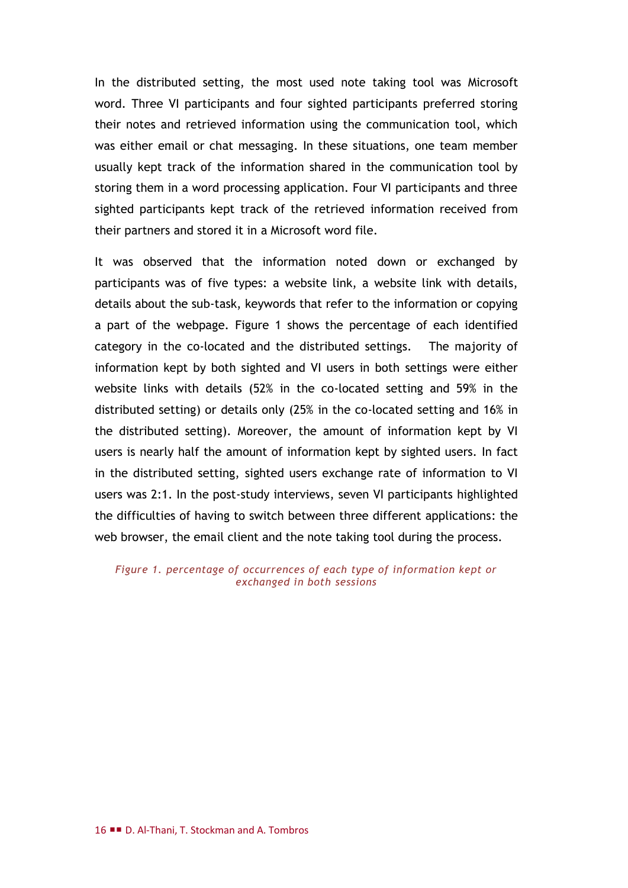In the distributed setting, the most used note taking tool was Microsoft word. Three VI participants and four sighted participants preferred storing their notes and retrieved information using the communication tool, which was either email or chat messaging. In these situations, one team member usually kept track of the information shared in the communication tool by storing them in a word processing application. Four VI participants and three sighted participants kept track of the retrieved information received from their partners and stored it in a Microsoft word file.

It was observed that the information noted down or exchanged by participants was of five types: a website link, a website link with details, details about the sub-task, keywords that refer to the information or copying a part of the webpage. Figure 1 shows the percentage of each identified category in the co-located and the distributed settings. The majority of information kept by both sighted and VI users in both settings were either website links with details (52% in the co-located setting and 59% in the distributed setting) or details only (25% in the co-located setting and 16% in the distributed setting). Moreover, the amount of information kept by VI users is nearly half the amount of information kept by sighted users. In fact in the distributed setting, sighted users exchange rate of information to VI users was 2:1. In the post-study interviews, seven VI participants highlighted the difficulties of having to switch between three different applications: the web browser, the email client and the note taking tool during the process.

*Figure 1. percentage of occurrences of each type of information kept or exchanged in both sessions*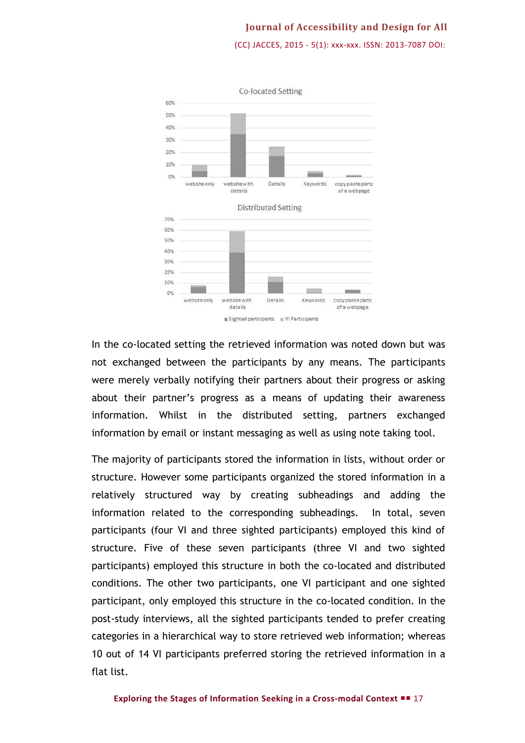In the co-located setting the retrieved information was noted down but was not exchanged between the participants by any means. The participants were merely verbally notifying their partners about their progress or asking about their partner's progress as a means of updating their awareness information. Whilst in the distributed setting, partners exchanged information by email or instant messaging as well as using note taking tool.

The majority of participants stored the information in lists, without order or structure. However some participants organized the stored information in a relatively structured way by creating subheadings and adding the information related to the corresponding subheadings. In total, seven participants (four VI and three sighted participants) employed this kind of structure. Five of these seven participants (three VI and two sighted participants) employed this structure in both the co-located and distributed conditions. The other two participants, one VI participant and one sighted participant, only employed this structure in the co-located condition. In the post-study interviews, all the sighted participants tended to prefer creating categories in a hierarchical way to store retrieved web information; whereas 10 out of 14 VI participants preferred storing the retrieved information in a flat list.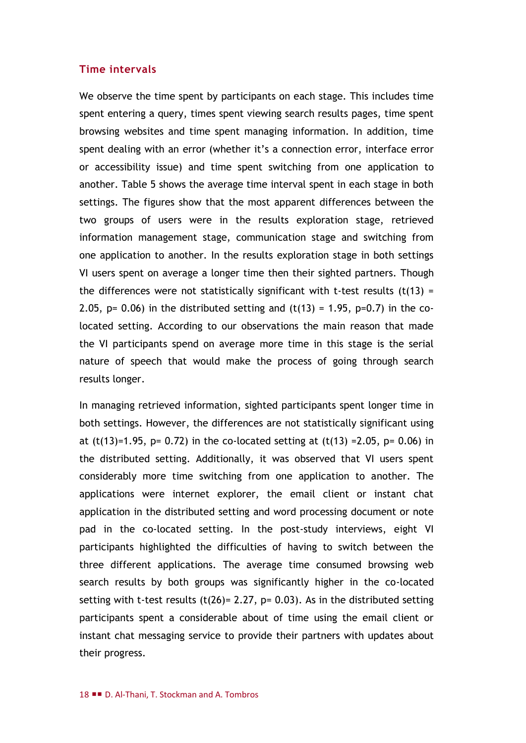### Time intervals

We observe the time spent by participants on each stage. This includes time spent entering a query, times spent viewing search results pages, time spent browsing websites and time spent managing information. In addition, time spent dealing with an error (whether it's a connection error, interface error or accessibility issue) and time spent switching from one application to another. Table 5 shows the average time interval spent in each stage in both settings. The figures show that the most apparent differences between the two groups of users were in the results exploration stage, retrieved information management stage, communication stage and switching from one application to another. In the results exploration stage in both settings VI users spent on average a longer time then their sighted partners. Though the differences were not statistically significant with t-test results ($t(13) = 2.05$, $p = 0.06$) in the distributed setting and ($t(13) = 1.95$, $p=0.7$) in the co-located setting. According to our observations the main reason that made the VI participants spend on average more time in this stage is the serial nature of speech that would make the process of going through search results longer.

In managing retrieved information, sighted participants spent longer time in both settings. However, the differences are not statistically significant using at ($t(13)=1.95$, $p = 0.72$) in the co-located setting at ($t(13) =2.05$, $p = 0.06$) in the distributed setting. Additionally, it was observed that VI users spent considerably more time switching from one application to another. The applications were internet explorer, the email client or instant chat application in the distributed setting and word processing document or note pad in the co-located setting. In the post-study interviews, eight VI participants highlighted the difficulties of having to switch between the three different applications. The average time consumed browsing web search results by both groups was significantly higher in the co-located setting with t-test results ($t(26)= 2.27$, $p = 0.03$). As in the distributed setting participants spent a considerable about of time using the email client or instant chat messaging service to provide their partners with updates about their progress.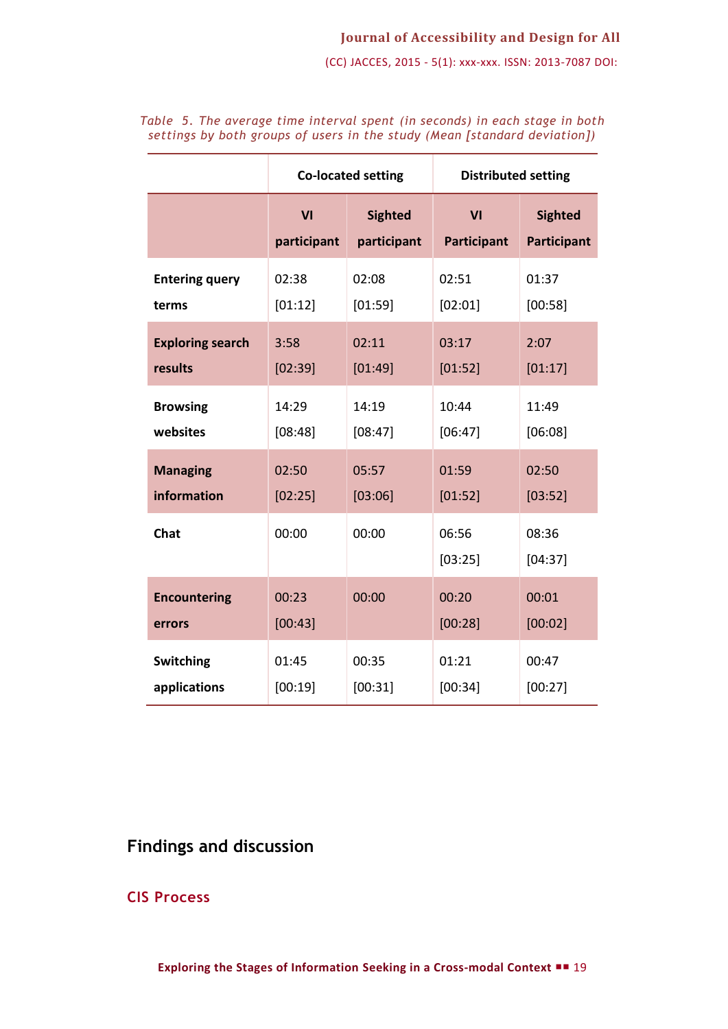*Table 5. The average time interval spent (in seconds) in each stage in both settings by both groups of users in the study (Mean [standard deviation])*

| | Co-located setting | | Distributed setting | |
|---|---|---|---|---|
| | VI participant | Sighted participant | VI Participant | Sighted Participant |
| **Entering query terms** | 02:38 [01:12] | 02:08 [01:59] | 02:51 [02:01] | 01:37 [00:58] |
| **Exploring search results** | 3:58 [02:39] | 02:11 [01:49] | 03:17 [01:52] | 2:07 [01:17] |
| **Browsing websites** | 14:29 [08:48] | 14:19 [08:47] | 10:44 [06:47] | 11:49 [06:08] |
| **Managing information** | 02:50 [02:25] | 05:57 [03:06] | 01:59 [01:52] | 02:50 [03:52] |
| **Chat** | 00:00 | 00:00 | 06:56 [03:25] | 08:36 [04:37] |
| **Encountering errors** | 00:23 [00:43] | 00:00 | 00:20 [00:28] | 00:01 [00:02] |
| **Switching applications** | 01:45 [00:19] | 00:35 [00:31] | 01:21 [00:34] | 00:47 [00:27] |

# Findings and discussion

## CIS Process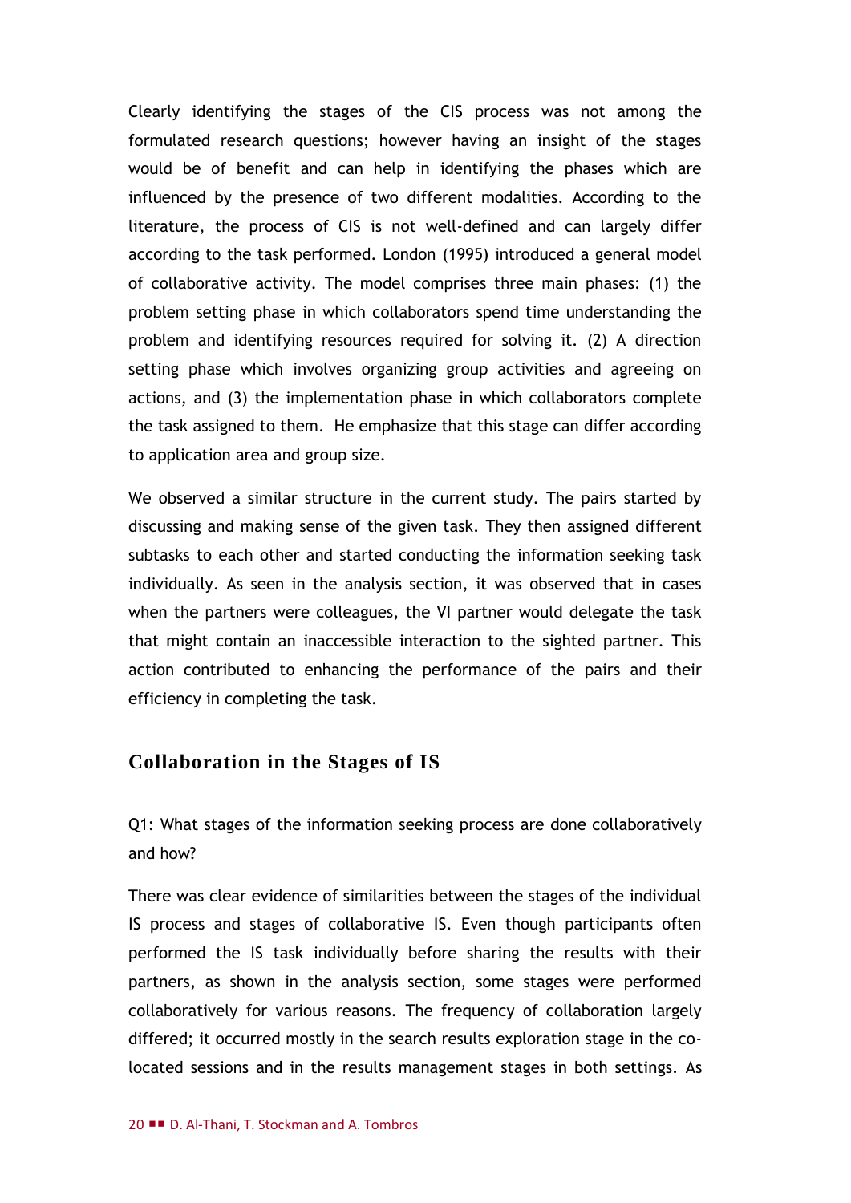Clearly identifying the stages of the CIS process was not among the formulated research questions; however having an insight of the stages would be of benefit and can help in identifying the phases which are influenced by the presence of two different modalities. According to the literature, the process of CIS is not well-defined and can largely differ according to the task performed. London (1995) introduced a general model of collaborative activity. The model comprises three main phases: (1) the problem setting phase in which collaborators spend time understanding the problem and identifying resources required for solving it. (2) A direction setting phase which involves organizing group activities and agreeing on actions, and (3) the implementation phase in which collaborators complete the task assigned to them. He emphasize that this stage can differ according to application area and group size.

We observed a similar structure in the current study. The pairs started by discussing and making sense of the given task. They then assigned different subtasks to each other and started conducting the information seeking task individually. As seen in the analysis section, it was observed that in cases when the partners were colleagues, the VI partner would delegate the task that might contain an inaccessible interaction to the sighted partner. This action contributed to enhancing the performance of the pairs and their efficiency in completing the task.

## Collaboration in the Stages of IS

Q1: What stages of the information seeking process are done collaboratively and how?

There was clear evidence of similarities between the stages of the individual IS process and stages of collaborative IS. Even though participants often performed the IS task individually before sharing the results with their partners, as shown in the analysis section, some stages were performed collaboratively for various reasons. The frequency of collaboration largely differed; it occurred mostly in the search results exploration stage in the co-located sessions and in the results management stages in both settings. As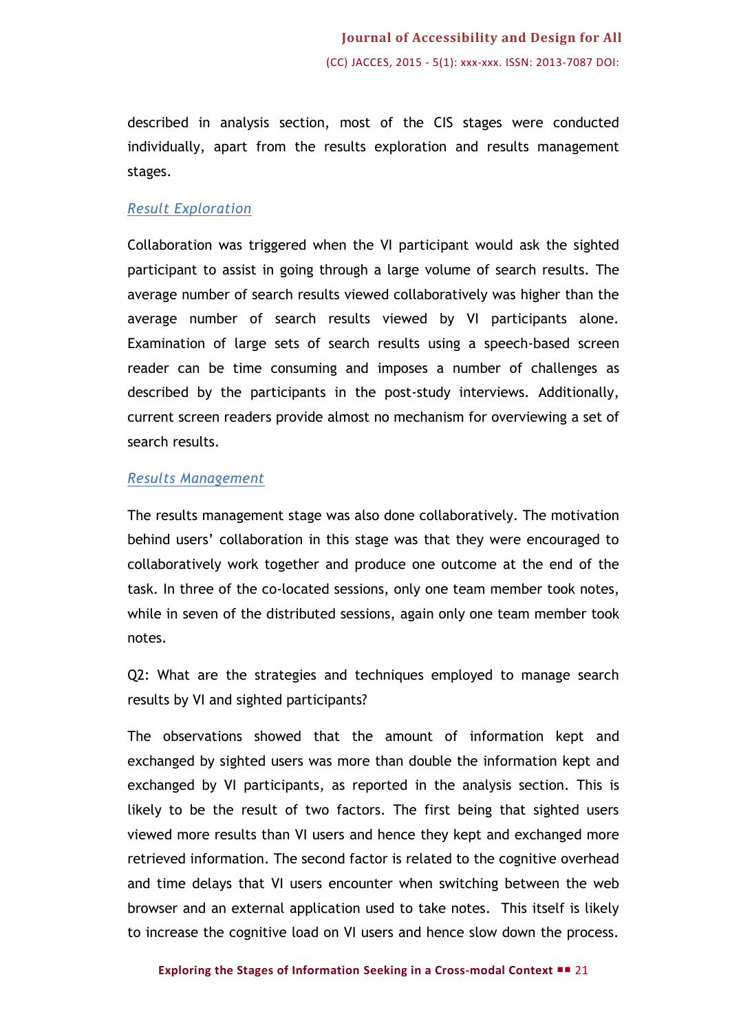described in analysis section, most of the CIS stages were conducted individually, apart from the results exploration and results management stages.

### *Result Exploration*

Collaboration was triggered when the VI participant would ask the sighted participant to assist in going through a large volume of search results. The average number of search results viewed collaboratively was higher than the average number of search results viewed by VI participants alone. Examination of large sets of search results using a speech-based screen reader can be time consuming and imposes a number of challenges as described by the participants in the post-study interviews. Additionally, current screen readers provide almost no mechanism for overviewing a set of search results.

### *Results Management*

The results management stage was also done collaboratively. The motivation behind users' collaboration in this stage was that they were encouraged to collaboratively work together and produce one outcome at the end of the task. In three of the co-located sessions, only one team member took notes, while in seven of the distributed sessions, again only one team member took notes.

Q2: What are the strategies and techniques employed to manage search results by VI and sighted participants?

The observations showed that the amount of information kept and exchanged by sighted users was more than double the information kept and exchanged by VI participants, as reported in the analysis section. This is likely to be the result of two factors. The first being that sighted users viewed more results than VI users and hence they kept and exchanged more retrieved information. The second factor is related to the cognitive overhead and time delays that VI users encounter when switching between the web browser and an external application used to take notes. This itself is likely to increase the cognitive load on VI users and hence slow down the process.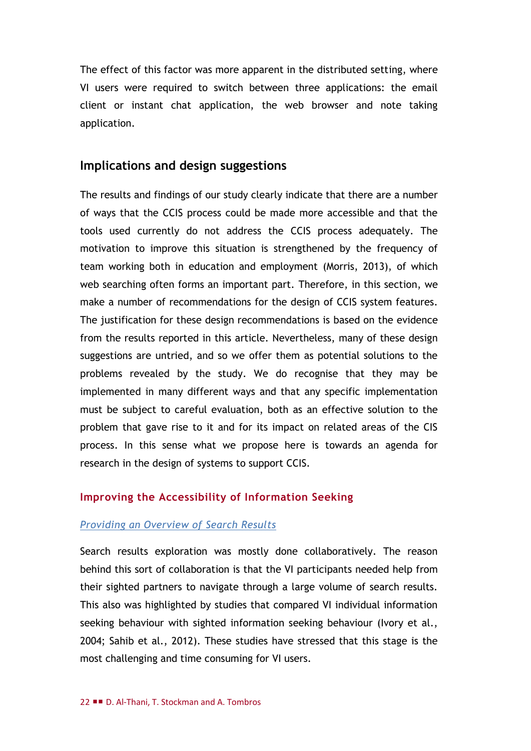The effect of this factor was more apparent in the distributed setting, where VI users were required to switch between three applications: the email client or instant chat application, the web browser and note taking application.

## Implications and design suggestions

The results and findings of our study clearly indicate that there are a number of ways that the CCIS process could be made more accessible and that the tools used currently do not address the CCIS process adequately. The motivation to improve this situation is strengthened by the frequency of team working both in education and employment (Morris, 2013), of which web searching often forms an important part. Therefore, in this section, we make a number of recommendations for the design of CCIS system features. The justification for these design recommendations is based on the evidence from the results reported in this article. Nevertheless, many of these design suggestions are untried, and so we offer them as potential solutions to the problems revealed by the study. We do recognise that they may be implemented in many different ways and that any specific implementation must be subject to careful evaluation, both as an effective solution to the problem that gave rise to it and for its impact on related areas of the CIS process. In this sense what we propose here is towards an agenda for research in the design of systems to support CCIS.

### Improving the Accessibility of Information Seeking

#### *Providing an Overview of Search Results*

Search results exploration was mostly done collaboratively. The reason behind this sort of collaboration is that the VI participants needed help from their sighted partners to navigate through a large volume of search results. This also was highlighted by studies that compared VI individual information seeking behaviour with sighted information seeking behaviour (Ivory et al., 2004; Sahib et al., 2012). These studies have stressed that this stage is the most challenging and time consuming for VI users.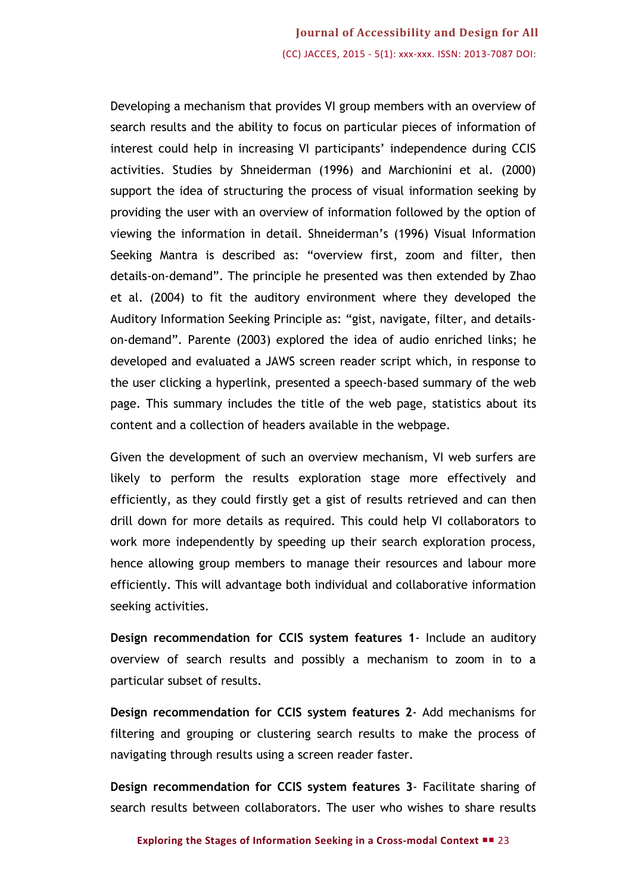Developing a mechanism that provides VI group members with an overview of search results and the ability to focus on particular pieces of information of interest could help in increasing VI participants' independence during CCIS activities. Studies by Shneiderman (1996) and Marchionini et al. (2000) support the idea of structuring the process of visual information seeking by providing the user with an overview of information followed by the option of viewing the information in detail. Shneiderman's (1996) Visual Information Seeking Mantra is described as: "overview first, zoom and filter, then details-on-demand". The principle he presented was then extended by Zhao et al. (2004) to fit the auditory environment where they developed the Auditory Information Seeking Principle as: "gist, navigate, filter, and details-on-demand". Parente (2003) explored the idea of audio enriched links; he developed and evaluated a JAWS screen reader script which, in response to the user clicking a hyperlink, presented a speech-based summary of the web page. This summary includes the title of the web page, statistics about its content and a collection of headers available in the webpage.

Given the development of such an overview mechanism, VI web surfers are likely to perform the results exploration stage more effectively and efficiently, as they could firstly get a gist of results retrieved and can then drill down for more details as required. This could help VI collaborators to work more independently by speeding up their search exploration process, hence allowing group members to manage their resources and labour more efficiently. This will advantage both individual and collaborative information seeking activities.

**Design recommendation for CCIS system features 1**- Include an auditory overview of search results and possibly a mechanism to zoom in to a particular subset of results.

**Design recommendation for CCIS system features 2**- Add mechanisms for filtering and grouping or clustering search results to make the process of navigating through results using a screen reader faster.

**Design recommendation for CCIS system features 3**- Facilitate sharing of search results between collaborators. The user who wishes to share results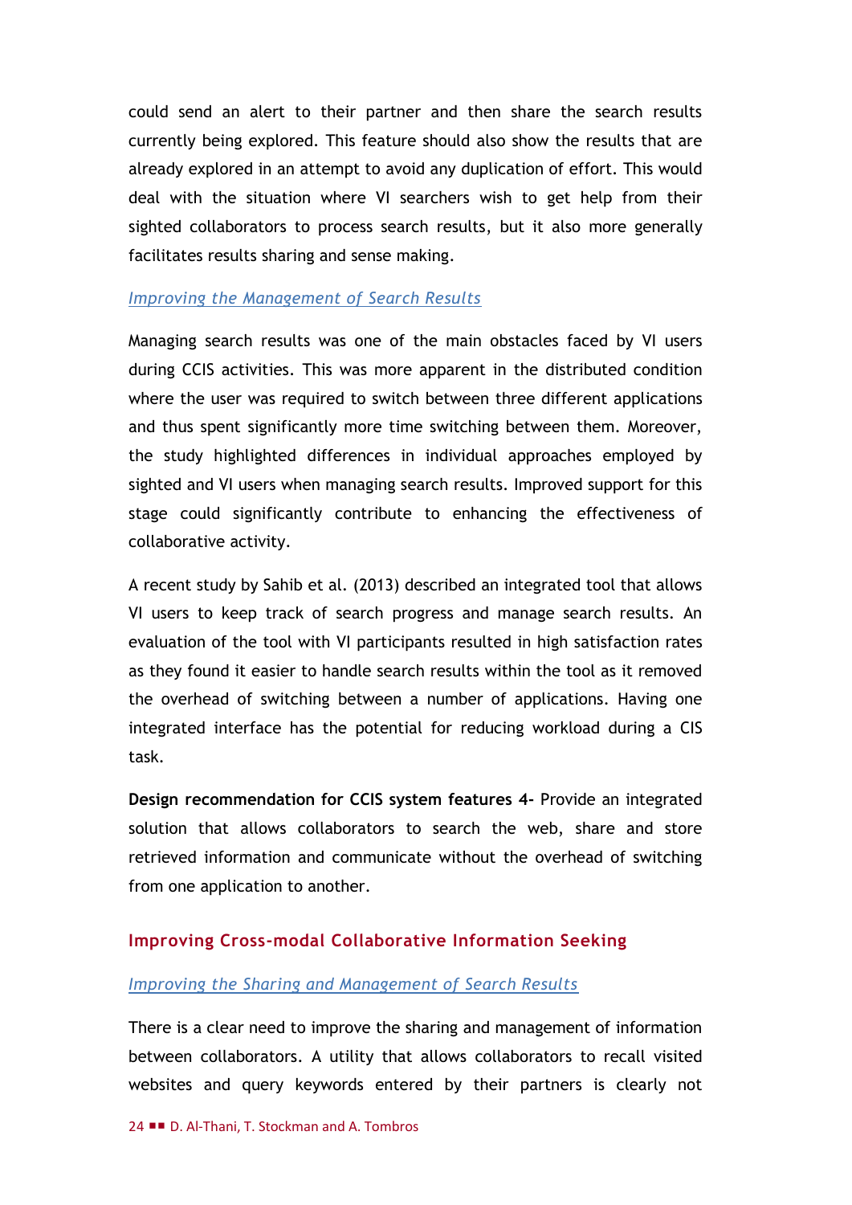could send an alert to their partner and then share the search results currently being explored. This feature should also show the results that are already explored in an attempt to avoid any duplication of effort. This would deal with the situation where VI searchers wish to get help from their sighted collaborators to process search results, but it also more generally facilitates results sharing and sense making.

### *Improving the Management of Search Results*

Managing search results was one of the main obstacles faced by VI users during CCIS activities. This was more apparent in the distributed condition where the user was required to switch between three different applications and thus spent significantly more time switching between them. Moreover, the study highlighted differences in individual approaches employed by sighted and VI users when managing search results. Improved support for this stage could significantly contribute to enhancing the effectiveness of collaborative activity.

A recent study by Sahib et al. (2013) described an integrated tool that allows VI users to keep track of search progress and manage search results. An evaluation of the tool with VI participants resulted in high satisfaction rates as they found it easier to handle search results within the tool as it removed the overhead of switching between a number of applications. Having one integrated interface has the potential for reducing workload during a CIS task.

**Design recommendation for CCIS system features 4-** Provide an integrated solution that allows collaborators to search the web, share and store retrieved information and communicate without the overhead of switching from one application to another.

## Improving Cross-modal Collaborative Information Seeking

### *Improving the Sharing and Management of Search Results*

There is a clear need to improve the sharing and management of information between collaborators. A utility that allows collaborators to recall visited websites and query keywords entered by their partners is clearly not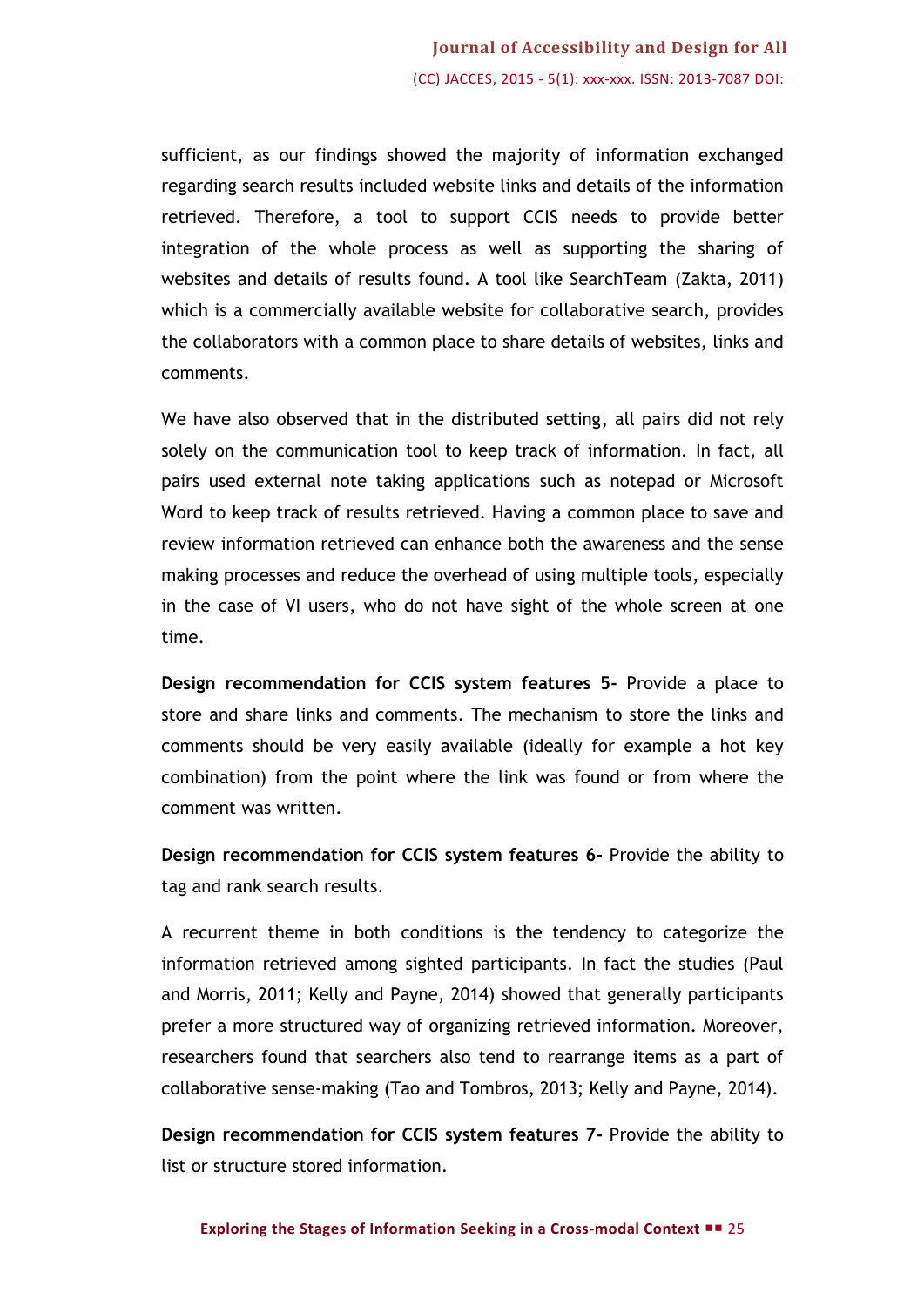sufficient, as our findings showed the majority of information exchanged regarding search results included website links and details of the information retrieved. Therefore, a tool to support CCIS needs to provide better integration of the whole process as well as supporting the sharing of websites and details of results found. A tool like SearchTeam (Zakta, 2011) which is a commercially available website for collaborative search, provides the collaborators with a common place to share details of websites, links and comments.

We have also observed that in the distributed setting, all pairs did not rely solely on the communication tool to keep track of information. In fact, all pairs used external note taking applications such as notepad or Microsoft Word to keep track of results retrieved. Having a common place to save and review information retrieved can enhance both the awareness and the sense making processes and reduce the overhead of using multiple tools, especially in the case of VI users, who do not have sight of the whole screen at one time.

**Design recommendation for CCIS system features 5-** Provide a place to store and share links and comments. The mechanism to store the links and comments should be very easily available (ideally for example a hot key combination) from the point where the link was found or from where the comment was written.

**Design recommendation for CCIS system features 6–** Provide the ability to tag and rank search results.

A recurrent theme in both conditions is the tendency to categorize the information retrieved among sighted participants. In fact the studies (Paul and Morris, 2011; Kelly and Payne, 2014) showed that generally participants prefer a more structured way of organizing retrieved information. Moreover, researchers found that searchers also tend to rearrange items as a part of collaborative sense-making (Tao and Tombros, 2013; Kelly and Payne, 2014).

**Design recommendation for CCIS system features 7-** Provide the ability to list or structure stored information.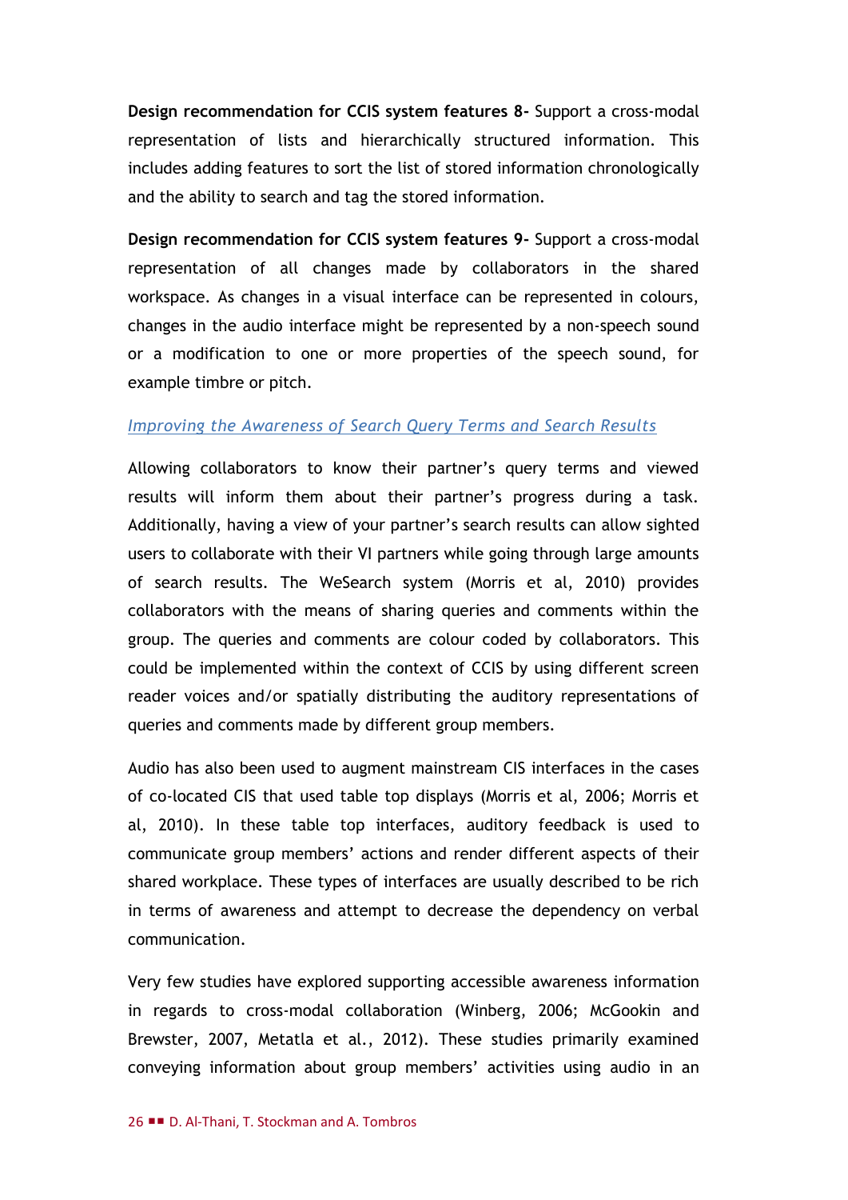**Design recommendation for CCIS system features 8-** Support a cross-modal representation of lists and hierarchically structured information. This includes adding features to sort the list of stored information chronologically and the ability to search and tag the stored information.

**Design recommendation for CCIS system features 9-** Support a cross-modal representation of all changes made by collaborators in the shared workspace. As changes in a visual interface can be represented in colours, changes in the audio interface might be represented by a non-speech sound or a modification to one or more properties of the speech sound, for example timbre or pitch.

### *Improving the Awareness of Search Query Terms and Search Results*

Allowing collaborators to know their partner's query terms and viewed results will inform them about their partner's progress during a task. Additionally, having a view of your partner's search results can allow sighted users to collaborate with their VI partners while going through large amounts of search results. The WeSearch system (Morris et al, 2010) provides collaborators with the means of sharing queries and comments within the group. The queries and comments are colour coded by collaborators. This could be implemented within the context of CCIS by using different screen reader voices and/or spatially distributing the auditory representations of queries and comments made by different group members.

Audio has also been used to augment mainstream CIS interfaces in the cases of co-located CIS that used table top displays (Morris et al, 2006; Morris et al, 2010). In these table top interfaces, auditory feedback is used to communicate group members' actions and render different aspects of their shared workplace. These types of interfaces are usually described to be rich in terms of awareness and attempt to decrease the dependency on verbal communication.

Very few studies have explored supporting accessible awareness information in regards to cross-modal collaboration (Winberg, 2006; McGookin and Brewster, 2007, Metatla et al., 2012). These studies primarily examined conveying information about group members' activities using audio in an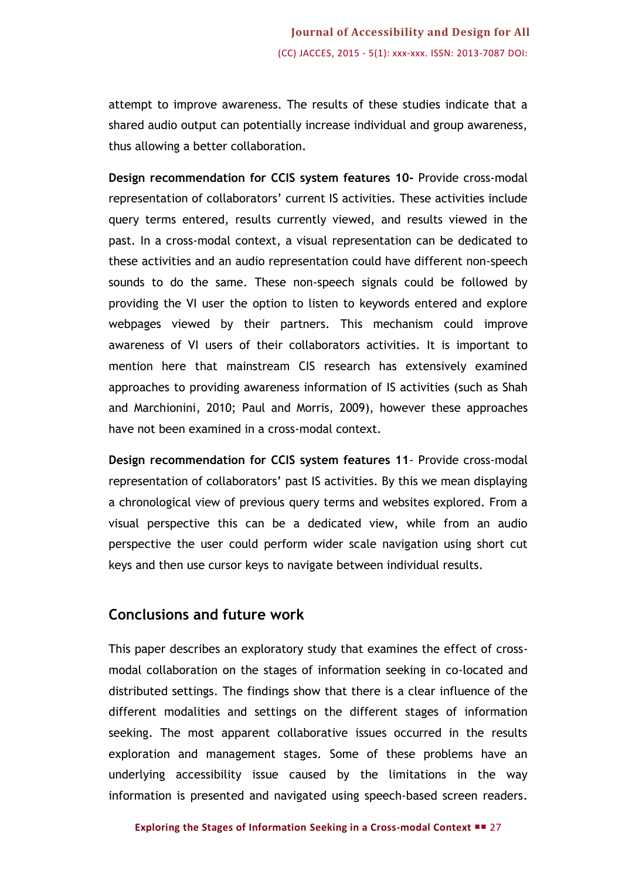attempt to improve awareness. The results of these studies indicate that a shared audio output can potentially increase individual and group awareness, thus allowing a better collaboration.

**Design recommendation for CCIS system features 10-** Provide cross-modal representation of collaborators' current IS activities. These activities include query terms entered, results currently viewed, and results viewed in the past. In a cross-modal context, a visual representation can be dedicated to these activities and an audio representation could have different non-speech sounds to do the same. These non-speech signals could be followed by providing the VI user the option to listen to keywords entered and explore webpages viewed by their partners. This mechanism could improve awareness of VI users of their collaborators activities. It is important to mention here that mainstream CIS research has extensively examined approaches to providing awareness information of IS activities (such as Shah and Marchionini, 2010; Paul and Morris, 2009), however these approaches have not been examined in a cross-modal context.

**Design recommendation for CCIS system features 11**- Provide cross-modal representation of collaborators' past IS activities. By this we mean displaying a chronological view of previous query terms and websites explored. From a visual perspective this can be a dedicated view, while from an audio perspective the user could perform wider scale navigation using short cut keys and then use cursor keys to navigate between individual results.

## Conclusions and future work

This paper describes an exploratory study that examines the effect of cross-modal collaboration on the stages of information seeking in co-located and distributed settings. The findings show that there is a clear influence of the different modalities and settings on the different stages of information seeking. The most apparent collaborative issues occurred in the results exploration and management stages. Some of these problems have an underlying accessibility issue caused by the limitations in the way information is presented and navigated using speech-based screen readers.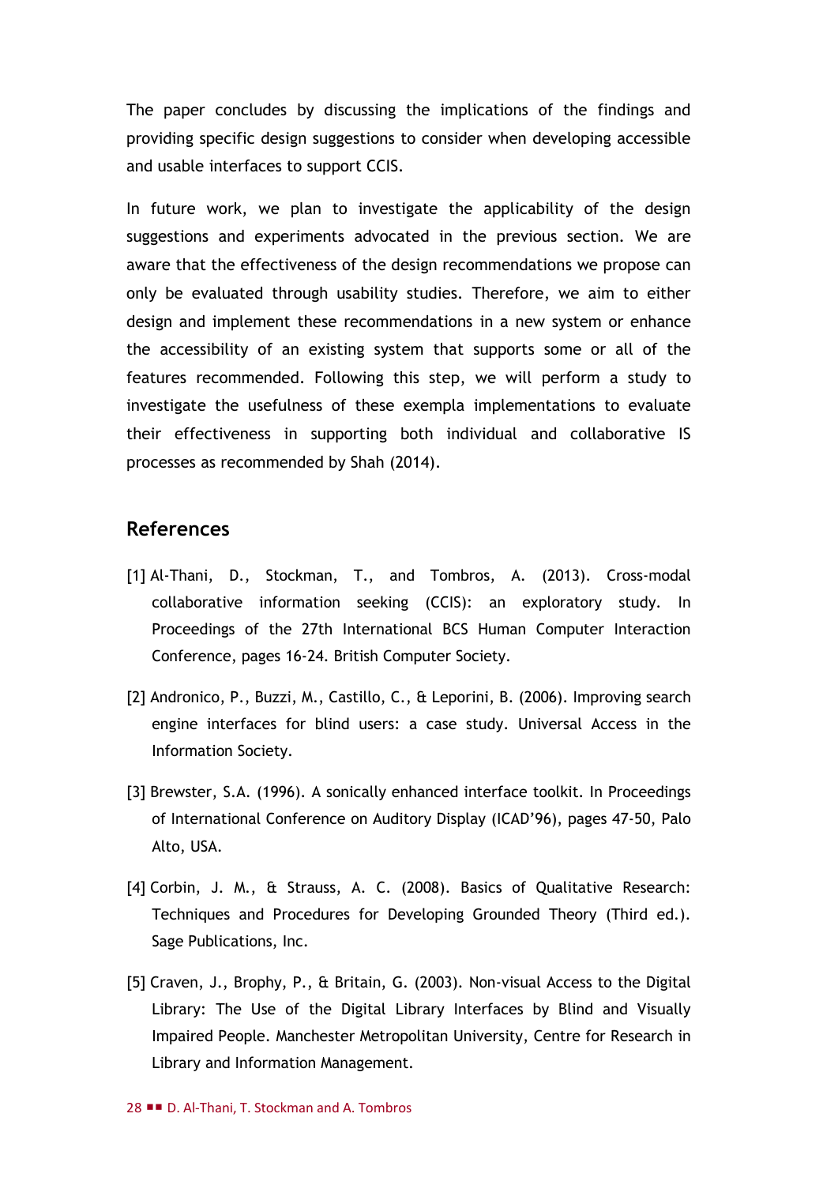The paper concludes by discussing the implications of the findings and providing specific design suggestions to consider when developing accessible and usable interfaces to support CCIS.

In future work, we plan to investigate the applicability of the design suggestions and experiments advocated in the previous section. We are aware that the effectiveness of the design recommendations we propose can only be evaluated through usability studies. Therefore, we aim to either design and implement these recommendations in a new system or enhance the accessibility of an existing system that supports some or all of the features recommended. Following this step, we will perform a study to investigate the usefulness of these exempla implementations to evaluate their effectiveness in supporting both individual and collaborative IS processes as recommended by Shah (2014).

## References

[1] Al-Thani, D., Stockman, T., and Tombros, A. (2013). Cross-modal collaborative information seeking (CCIS): an exploratory study. In Proceedings of the 27th International BCS Human Computer Interaction Conference, pages 16-24. British Computer Society.

[2] Andronico, P., Buzzi, M., Castillo, C., & Leporini, B. (2006). Improving search engine interfaces for blind users: a case study. Universal Access in the Information Society.

[3] Brewster, S.A. (1996). A sonically enhanced interface toolkit. In Proceedings of International Conference on Auditory Display (ICAD'96), pages 47-50, Palo Alto, USA.

[4] Corbin, J. M., & Strauss, A. C. (2008). Basics of Qualitative Research: Techniques and Procedures for Developing Grounded Theory (Third ed.). Sage Publications, Inc.

[5] Craven, J., Brophy, P., & Britain, G. (2003). Non-visual Access to the Digital Library: The Use of the Digital Library Interfaces by Blind and Visually Impaired People. Manchester Metropolitan University, Centre for Research in Library and Information Management.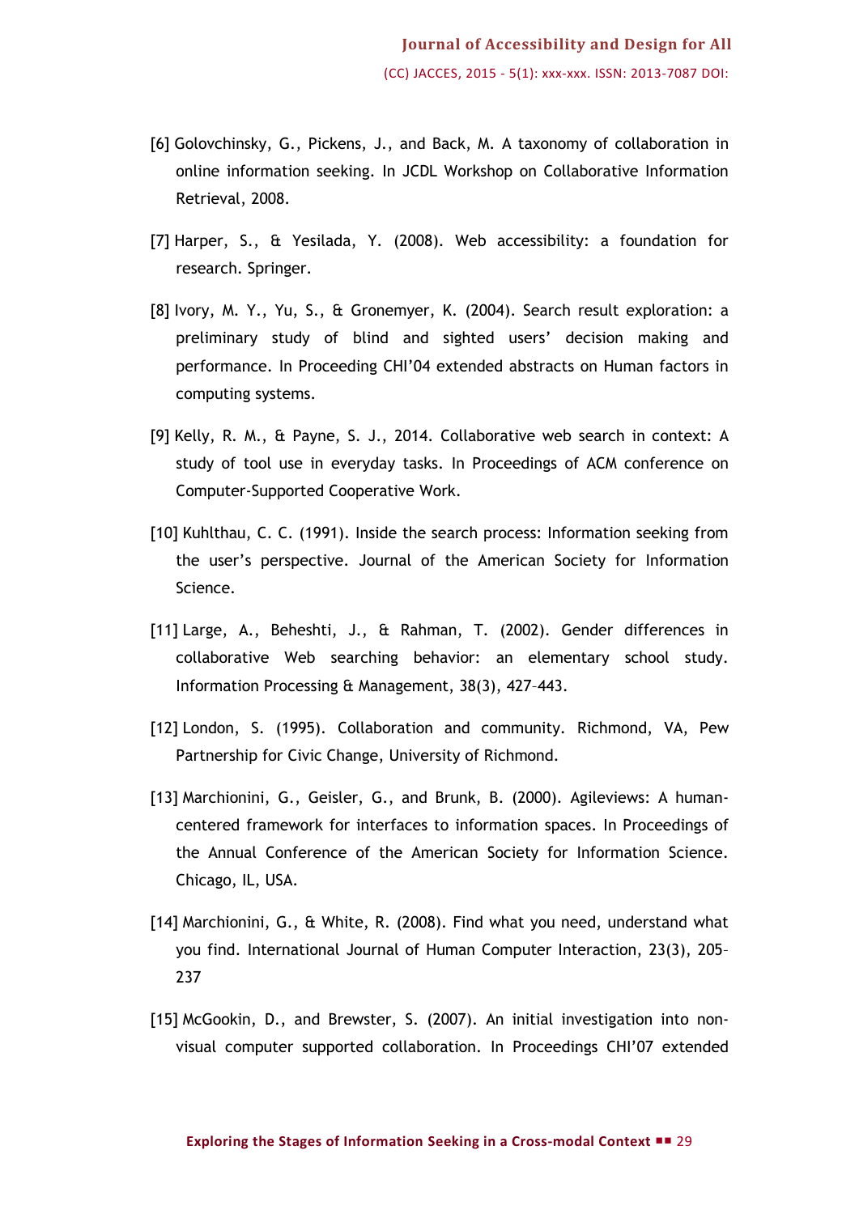[6] Golovchinsky, G., Pickens, J., and Back, M. A taxonomy of collaboration in online information seeking. In JCDL Workshop on Collaborative Information Retrieval, 2008.

[7] Harper, S., & Yesilada, Y. (2008). Web accessibility: a foundation for research. Springer.

[8] Ivory, M. Y., Yu, S., & Gronemyer, K. (2004). Search result exploration: a preliminary study of blind and sighted users' decision making and performance. In Proceeding CHI'04 extended abstracts on Human factors in computing systems.

[9] Kelly, R. M., & Payne, S. J., 2014. Collaborative web search in context: A study of tool use in everyday tasks. In Proceedings of ACM conference on Computer-Supported Cooperative Work.

[10] Kuhlthau, C. C. (1991). Inside the search process: Information seeking from the user's perspective. Journal of the American Society for Information Science.

[11] Large, A., Beheshti, J., & Rahman, T. (2002). Gender differences in collaborative Web searching behavior: an elementary school study. Information Processing & Management, 38(3), 427–443.

[12] London, S. (1995). Collaboration and community. Richmond, VA, Pew Partnership for Civic Change, University of Richmond.

[13] Marchionini, G., Geisler, G., and Brunk, B. (2000). Agileviews: A human-centered framework for interfaces to information spaces. In Proceedings of the Annual Conference of the American Society for Information Science. Chicago, IL, USA.

[14] Marchionini, G., & White, R. (2008). Find what you need, understand what you find. International Journal of Human Computer Interaction, 23(3), 205–237

[15] McGookin, D., and Brewster, S. (2007). An initial investigation into non-visual computer supported collaboration. In Proceedings CHI'07 extended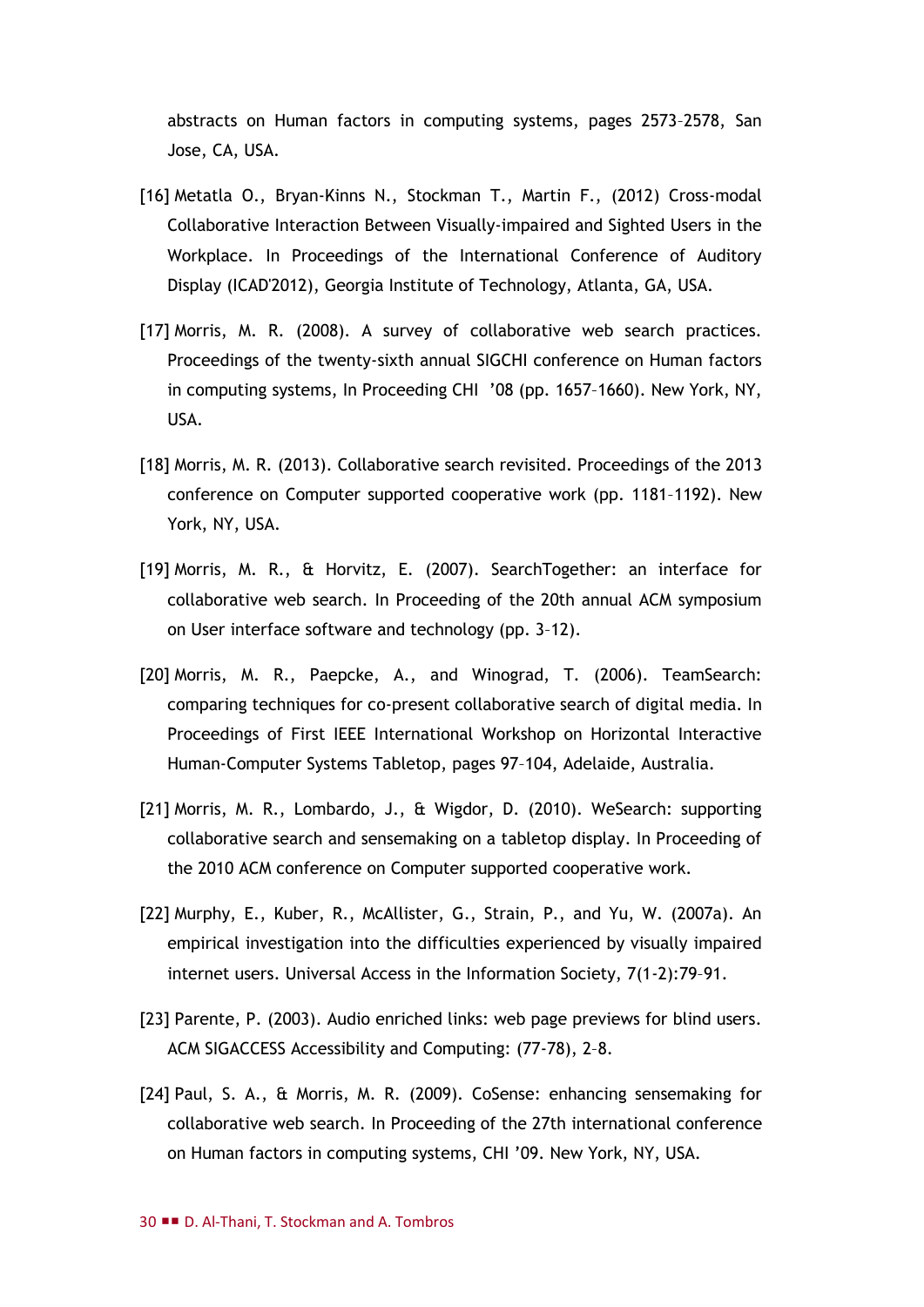abstracts on Human factors in computing systems, pages 2573–2578, San Jose, CA, USA.

[16] Metatla O., Bryan-Kinns N., Stockman T., Martin F., (2012) Cross-modal Collaborative Interaction Between Visually-impaired and Sighted Users in the Workplace. In Proceedings of the International Conference of Auditory Display (ICAD'2012), Georgia Institute of Technology, Atlanta, GA, USA.

[17] Morris, M. R. (2008). A survey of collaborative web search practices. Proceedings of the twenty-sixth annual SIGCHI conference on Human factors in computing systems, In Proceeding CHI '08 (pp. 1657–1660). New York, NY, USA.

[18] Morris, M. R. (2013). Collaborative search revisited. Proceedings of the 2013 conference on Computer supported cooperative work (pp. 1181–1192). New York, NY, USA.

[19] Morris, M. R., & Horvitz, E. (2007). SearchTogether: an interface for collaborative web search. In Proceeding of the 20th annual ACM symposium on User interface software and technology (pp. 3–12).

[20] Morris, M. R., Paepcke, A., and Winograd, T. (2006). TeamSearch: comparing techniques for co-present collaborative search of digital media. In Proceedings of First IEEE International Workshop on Horizontal Interactive Human-Computer Systems Tabletop, pages 97–104, Adelaide, Australia.

[21] Morris, M. R., Lombardo, J., & Wigdor, D. (2010). WeSearch: supporting collaborative search and sensemaking on a tabletop display. In Proceeding of the 2010 ACM conference on Computer supported cooperative work.

[22] Murphy, E., Kuber, R., McAllister, G., Strain, P., and Yu, W. (2007a). An empirical investigation into the difficulties experienced by visually impaired internet users. Universal Access in the Information Society, 7(1-2):79–91.

[23] Parente, P. (2003). Audio enriched links: web page previews for blind users. ACM SIGACCESS Accessibility and Computing: (77-78), 2–8.

[24] Paul, S. A., & Morris, M. R. (2009). CoSense: enhancing sensemaking for collaborative web search. In Proceeding of the 27th international conference on Human factors in computing systems, CHI '09. New York, NY, USA.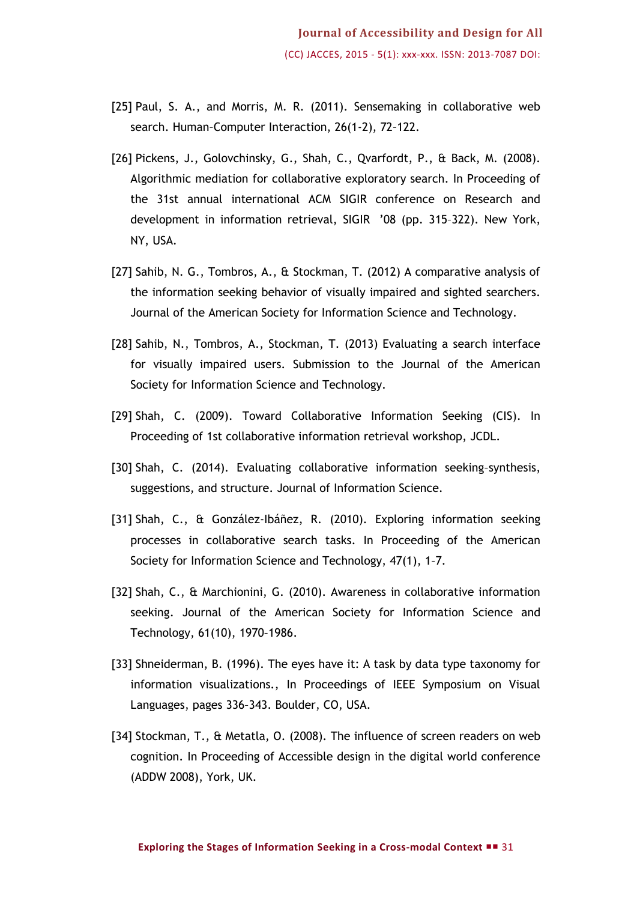[25] Paul, S. A., and Morris, M. R. (2011). Sensemaking in collaborative web search. Human–Computer Interaction, 26(1-2), 72–122.

[26] Pickens, J., Golovchinsky, G., Shah, C., Qvarfordt, P., & Back, M. (2008). Algorithmic mediation for collaborative exploratory search. In Proceeding of the 31st annual international ACM SIGIR conference on Research and development in information retrieval, SIGIR '08 (pp. 315–322). New York, NY, USA.

[27] Sahib, N. G., Tombros, A., & Stockman, T. (2012) A comparative analysis of the information seeking behavior of visually impaired and sighted searchers. Journal of the American Society for Information Science and Technology.

[28] Sahib, N., Tombros, A., Stockman, T. (2013) Evaluating a search interface for visually impaired users. Submission to the Journal of the American Society for Information Science and Technology.

[29] Shah, C. (2009). Toward Collaborative Information Seeking (CIS). In Proceeding of 1st collaborative information retrieval workshop, JCDL.

[30] Shah, C. (2014). Evaluating collaborative information seeking–synthesis, suggestions, and structure. Journal of Information Science.

[31] Shah, C., & González-Ibáñez, R. (2010). Exploring information seeking processes in collaborative search tasks. In Proceeding of the American Society for Information Science and Technology, 47(1), 1–7.

[32] Shah, C., & Marchionini, G. (2010). Awareness in collaborative information seeking. Journal of the American Society for Information Science and Technology, 61(10), 1970–1986.

[33] Shneiderman, B. (1996). The eyes have it: A task by data type taxonomy for information visualizations., In Proceedings of IEEE Symposium on Visual Languages, pages 336–343. Boulder, CO, USA.

[34] Stockman, T., & Metatla, O. (2008). The influence of screen readers on web cognition. In Proceeding of Accessible design in the digital world conference (ADDW 2008), York, UK.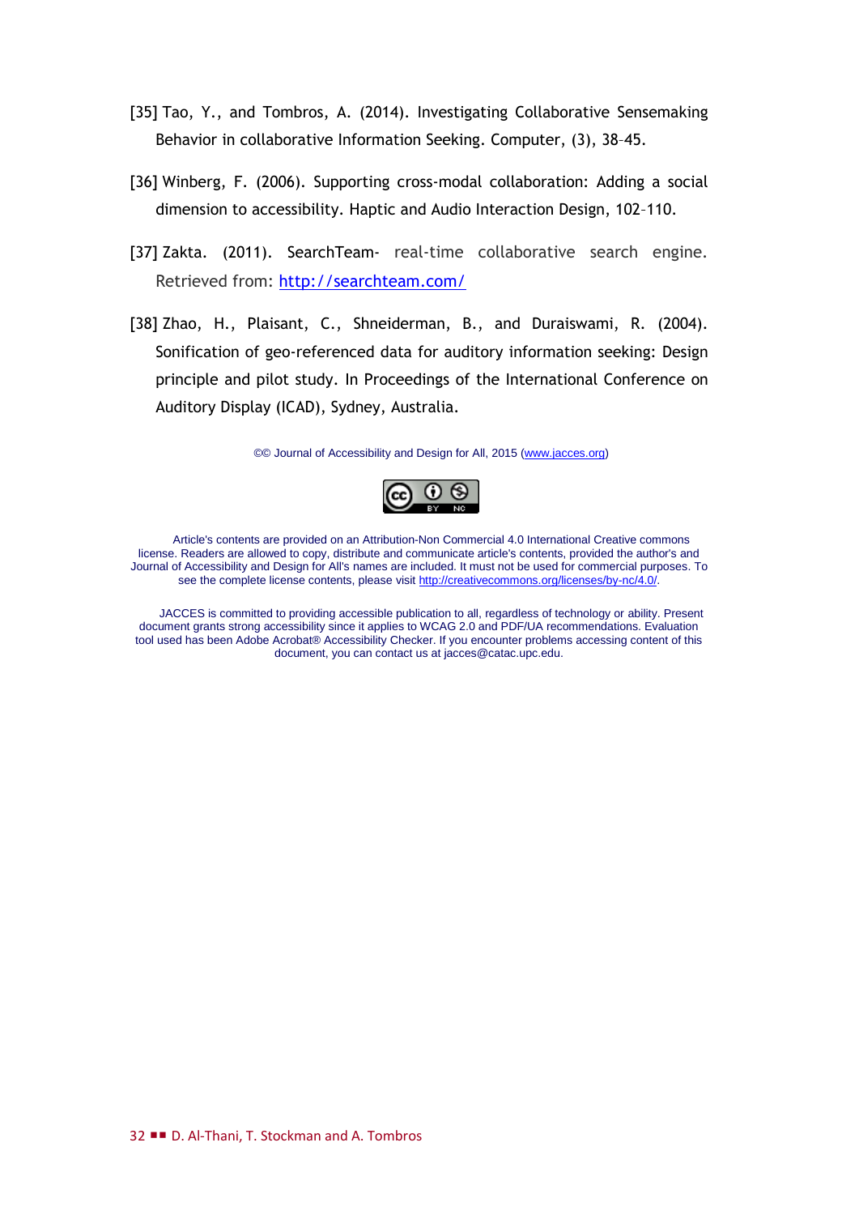[35] Tao, Y., and Tombros, A. (2014). Investigating Collaborative Sensemaking Behavior in collaborative Information Seeking. Computer, (3), 38–45.

[36] Winberg, F. (2006). Supporting cross-modal collaboration: Adding a social dimension to accessibility. Haptic and Audio Interaction Design, 102–110.

[37] Zakta. (2011). SearchTeam- real-time collaborative search engine. Retrieved from: http://searchteam.com/

[38] Zhao, H., Plaisant, C., Shneiderman, B., and Duraiswami, R. (2004). Sonification of geo-referenced data for auditory information seeking: Design principle and pilot study. In Proceedings of the International Conference on Auditory Display (ICAD), Sydney, Australia.

©© Journal of Accessibility and Design for All, 2015 (www.jacces.org)

Article's contents are provided on an Attribution-Non Commercial 4.0 International Creative commons license. Readers are allowed to copy, distribute and communicate article's contents, provided the author's and Journal of Accessibility and Design for All's names are included. It must not be used for commercial purposes. To see the complete license contents, please visit http://creativecommons.org/licenses/by-nc/4.0/.

JACCES is committed to providing accessible publication to all, regardless of technology or ability. Present document grants strong accessibility since it applies to WCAG 2.0 and PDF/UA recommendations. Evaluation tool used has been Adobe Acrobat® Accessibility Checker. If you encounter problems accessing content of this document, you can contact us at jacces@catac.upc.edu.